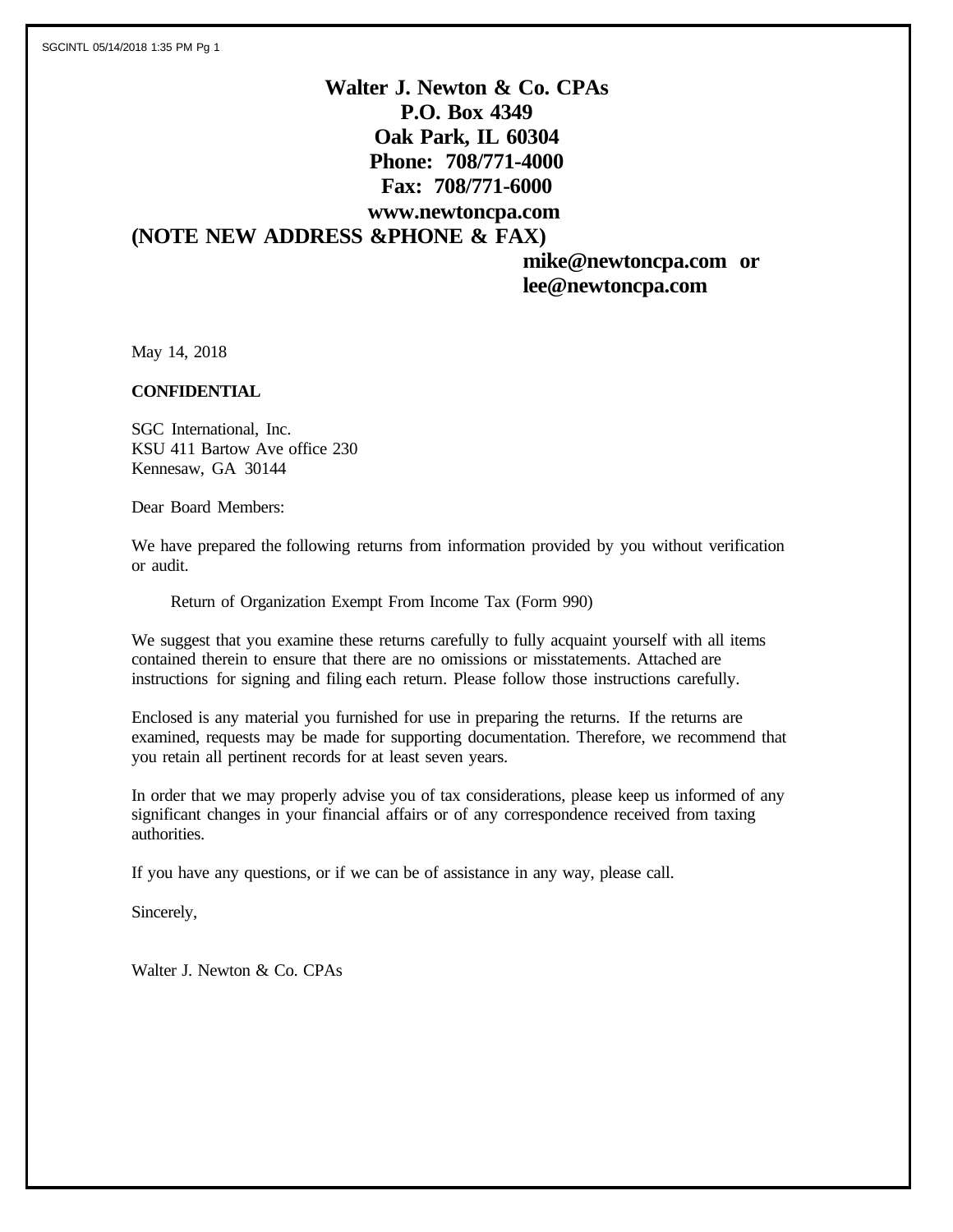**Walter J. Newton & Co. CPAs**
**P.O. Box 4349**
**Oak Park, IL 60304**
**Phone: 708/771-4000**
**Fax: 708/771-6000**
**www.newtoncpa.com**
**(NOTE NEW ADDRESS &PHONE & FAX)**
**mike@newtoncpa.com or**
**lee@newtoncpa.com**

May 14, 2018

**CONFIDENTIAL**

SGC International, Inc.
KSU 411 Bartow Ave office 230
Kennesaw, GA 30144

Dear Board Members:

We have prepared the following returns from information provided by you without verification or audit.

Return of Organization Exempt From Income Tax (Form 990)

We suggest that you examine these returns carefully to fully acquaint yourself with all items contained therein to ensure that there are no omissions or misstatements. Attached are instructions for signing and filing each return. Please follow those instructions carefully.

Enclosed is any material you furnished for use in preparing the returns. If the returns are examined, requests may be made for supporting documentation. Therefore, we recommend that you retain all pertinent records for at least seven years.

In order that we may properly advise you of tax considerations, please keep us informed of any significant changes in your financial affairs or of any correspondence received from taxing authorities.

If you have any questions, or if we can be of assistance in any way, please call.

Sincerely,

Walter J. Newton & Co. CPAs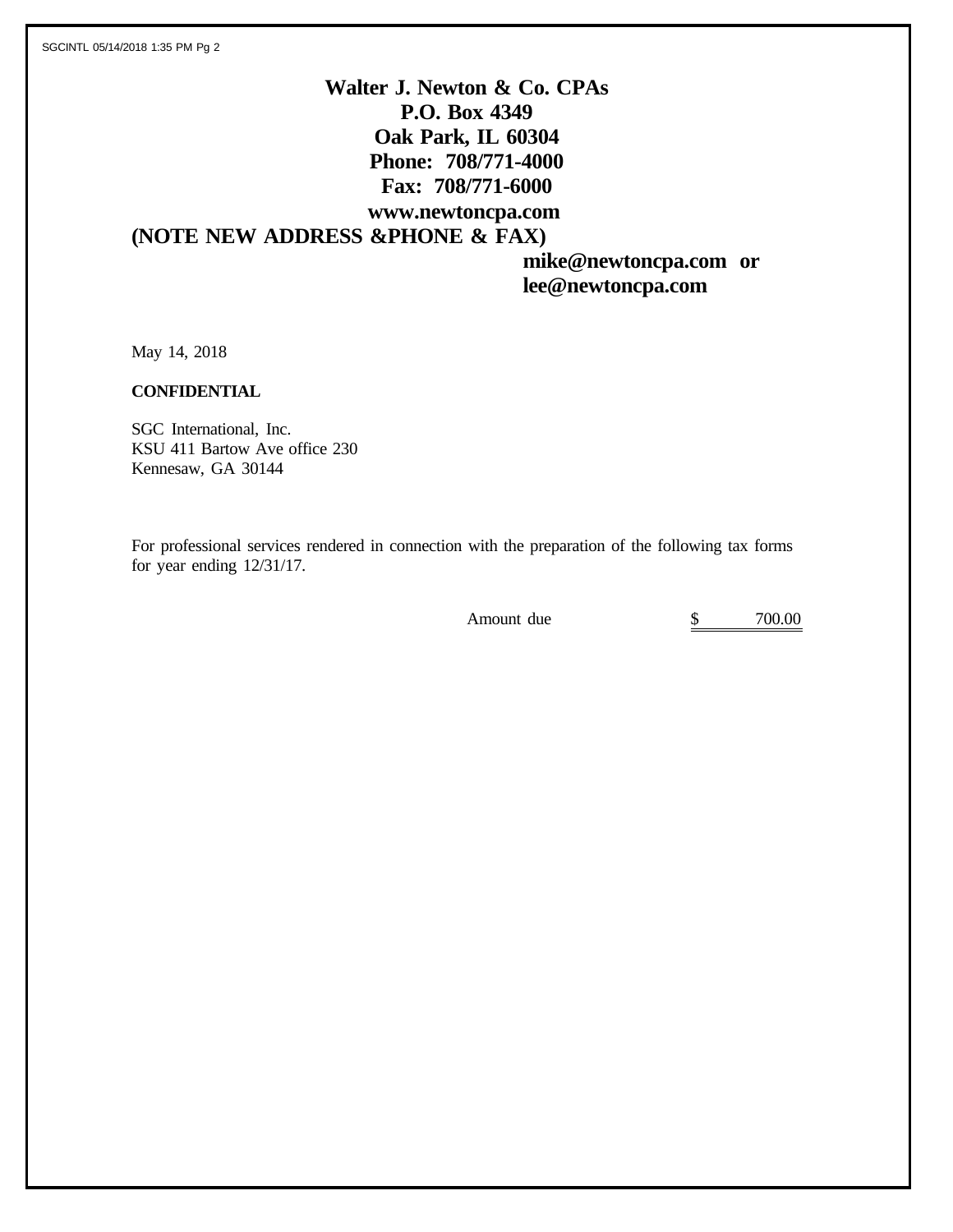**Walter J. Newton & Co. CPAs**
**P.O. Box 4349**
**Oak Park, IL 60304**
**Phone: 708/771-4000**
**Fax: 708/771-6000**
**www.newtoncpa.com**
**(NOTE NEW ADDRESS &PHONE & FAX)**

**mike@newtoncpa.com or**
**lee@newtoncpa.com**

May 14, 2018

**CONFIDENTIAL**

SGC International, Inc.
KSU 411 Bartow Ave office 230
Kennesaw, GA 30144

For professional services rendered in connection with the preparation of the following tax forms for year ending 12/31/17.

| | | |
|---|---|---|
| Amount due | $ | 700.00 |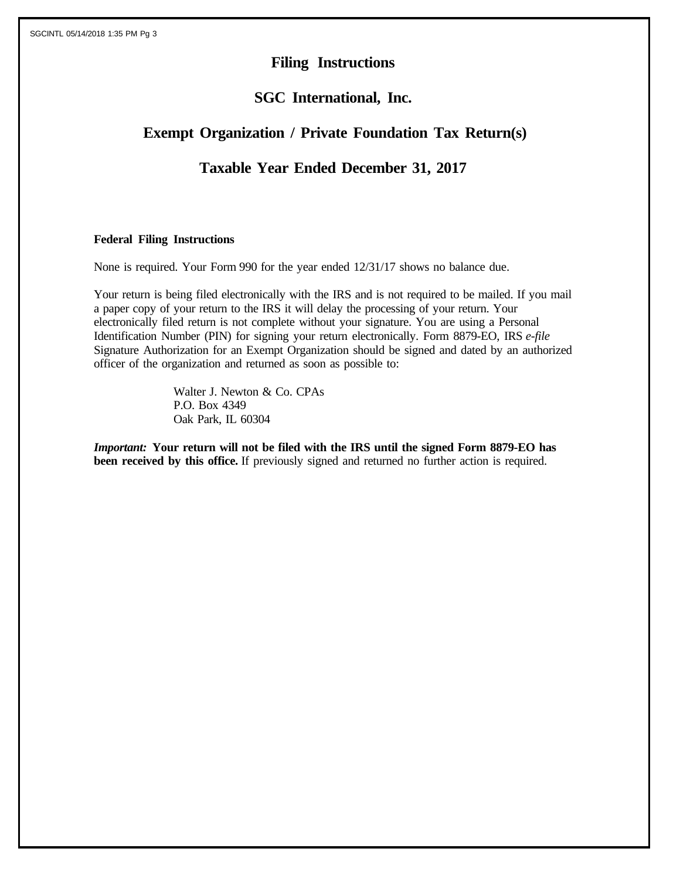# Filing Instructions

## SGC International, Inc.

## Exempt Organization / Private Foundation Tax Return(s)

## Taxable Year Ended December 31, 2017

**Federal Filing Instructions**

None is required. Your Form 990 for the year ended 12/31/17 shows no balance due.

Your return is being filed electronically with the IRS and is not required to be mailed. If you mail a paper copy of your return to the IRS it will delay the processing of your return. Your electronically filed return is not complete without your signature. You are using a Personal Identification Number (PIN) for signing your return electronically. Form 8879-EO, IRS *e-file* Signature Authorization for an Exempt Organization should be signed and dated by an authorized officer of the organization and returned as soon as possible to:

Walter J. Newton & Co. CPAs
P.O. Box 4349
Oak Park, IL 60304

***Important:*** **Your return will not be filed with the IRS until the signed Form 8879-EO has been received by this office.** If previously signed and returned no further action is required.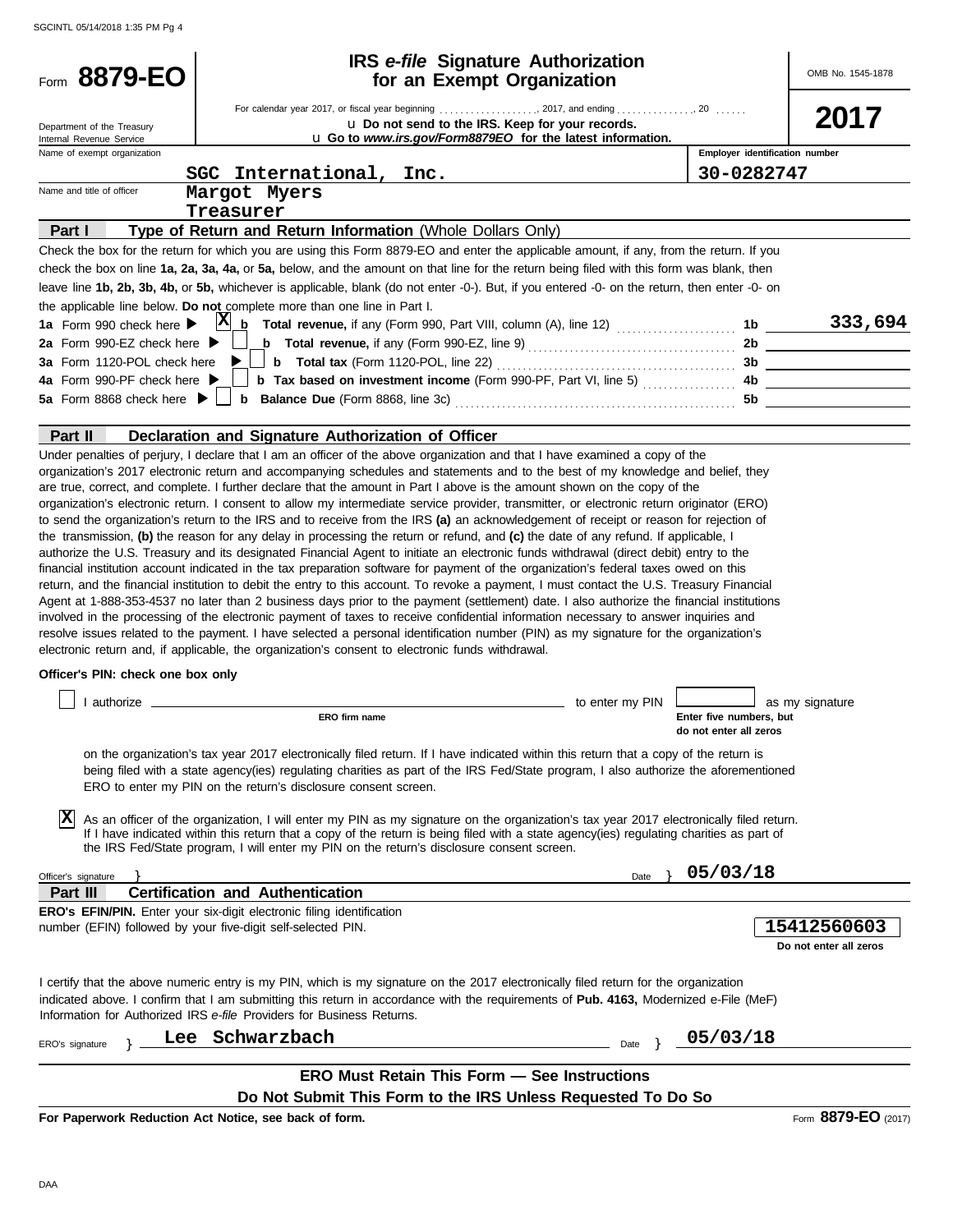# Form 8879-EO

## IRS *e-file* Signature Authorization for an Exempt Organization

OMB No. 1545-1878

**2017**

Department of the Treasury
Internal Revenue Service

For calendar year 2017, or fiscal year beginning ................., 2017, and ending ..............., 20 ......

u **Do not send to the IRS. Keep for your records.**

u **Go to *www.irs.gov/Form8879EO* for the latest information.**

| Name of exempt organization | Employer identification number |
|---|---|
| SGC International, Inc. | 30-0282747 |

Name and title of officer: Margot Myers
Treasurer

### Part I — Type of Return and Return Information (Whole Dollars Only)

Check the box for the return for which you are using this Form 8879-EO and enter the applicable amount, if any, from the return. If you check the box on line **1a, 2a, 3a, 4a,** or **5a,** below, and the amount on that line for the return being filed with this form was blank, then leave line **1b, 2b, 3b, 4b,** or **5b,** whichever is applicable, blank (do not enter -0-). But, if you entered -0- on the return, then enter -0- on the applicable line below. **Do not** complete more than one line in Part I.

| | | | |
|---|---|---|---|
| **1a** Form 990 check here ▶ [X] | **b Total revenue,** if any (Form 990, Part VIII, column (A), line 12) | **1b** | 333,694 |
| **2a** Form 990-EZ check here ▶ [ ] | **b Total revenue,** if any (Form 990-EZ, line 9) | **2b** | |
| **3a** Form 1120-POL check here ▶ [ ] | **b Total tax** (Form 1120-POL, line 22) | **3b** | |
| **4a** Form 990-PF check here ▶ [ ] | **b Tax based on investment income** (Form 990-PF, Part VI, line 5) | **4b** | |
| **5a** Form 8868 check here ▶ [ ] | **b Balance Due** (Form 8868, line 3c) | **5b** | |

### Part II — Declaration and Signature Authorization of Officer

Under penalties of perjury, I declare that I am an officer of the above organization and that I have examined a copy of the organization's 2017 electronic return and accompanying schedules and statements and to the best of my knowledge and belief, they are true, correct, and complete. I further declare that the amount in Part I above is the amount shown on the copy of the organization's electronic return. I consent to allow my intermediate service provider, transmitter, or electronic return originator (ERO) to send the organization's return to the IRS and to receive from the IRS **(a)** an acknowledgement of receipt or reason for rejection of the transmission, **(b)** the reason for any delay in processing the return or refund, and **(c)** the date of any refund. If applicable, I authorize the U.S. Treasury and its designated Financial Agent to initiate an electronic funds withdrawal (direct debit) entry to the financial institution account indicated in the tax preparation software for payment of the organization's federal taxes owed on this return, and the financial institution to debit the entry to this account. To revoke a payment, I must contact the U.S. Treasury Financial Agent at 1-888-353-4537 no later than 2 business days prior to the payment (settlement) date. I also authorize the financial institutions involved in the processing of the electronic payment of taxes to receive confidential information necessary to answer inquiries and resolve issues related to the payment. I have selected a personal identification number (PIN) as my signature for the organization's electronic return and, if applicable, the organization's consent to electronic funds withdrawal.

**Officer's PIN: check one box only**

[ ] I authorize ____________________ (**ERO firm name**) to enter my PIN [_____] (**Enter five numbers, but do not enter all zeros**) as my signature on the organization's tax year 2017 electronically filed return. If I have indicated within this return that a copy of the return is being filed with a state agency(ies) regulating charities as part of the IRS Fed/State program, I also authorize the aforementioned ERO to enter my PIN on the return's disclosure consent screen.

[X] As an officer of the organization, I will enter my PIN as my signature on the organization's tax year 2017 electronically filed return. If I have indicated within this return that a copy of the return is being filed with a state agency(ies) regulating charities as part of the IRS Fed/State program, I will enter my PIN on the return's disclosure consent screen.

Officer's signature } ____________________ Date } 05/03/18

### Part III — Certification and Authentication

**ERO's EFIN/PIN.** Enter your six-digit electronic filing identification number (EFIN) followed by your five-digit self-selected PIN.

15412560603
**Do not enter all zeros**

I certify that the above numeric entry is my PIN, which is my signature on the 2017 electronically filed return for the organization indicated above. I confirm that I am submitting this return in accordance with the requirements of **Pub. 4163,** Modernized e-File (MeF) Information for Authorized IRS *e-file* Providers for Business Returns.

ERO's signature } Lee Schwarzbach Date } 05/03/18

**ERO Must Retain This Form — See Instructions**

**Do Not Submit This Form to the IRS Unless Requested To Do So**

**For Paperwork Reduction Act Notice, see back of form.**

Form **8879-EO** (2017)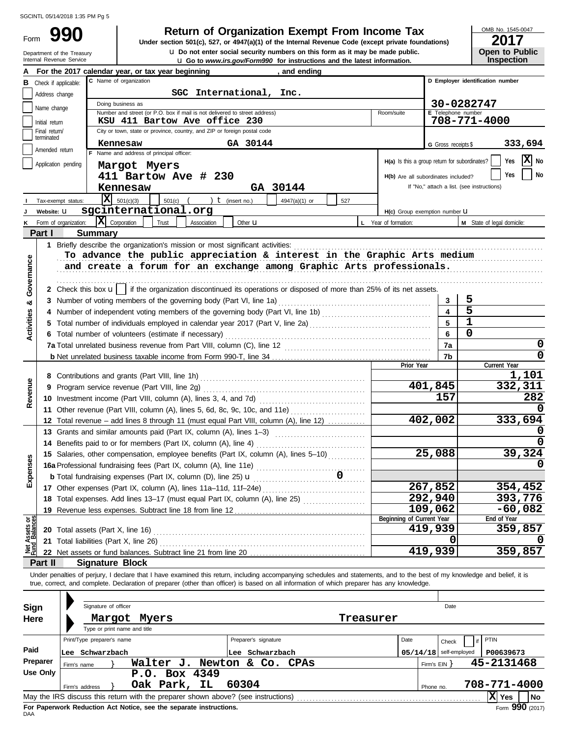SGCINTL 05/14/2018 1:35 PM Pg 5

Form **990**

Department of the Treasury
Internal Revenue Service

# Return of Organization Exempt From Income Tax

**Under section 501(c), 527, or 4947(a)(1) of the Internal Revenue Code (except private foundations)**

u **Do not enter social security numbers on this form as it may be made public.**

u **Go to *www.irs.gov/Form990* for instructions and the latest information.**

OMB No. 1545-0047

**2017**

**Open to Public Inspection**

**A** For the 2017 calendar year, or tax year beginning , and ending

**B** Check if applicable:
- Address change
- Name change
- Initial return
- Final return/terminated
- Amended return
- Application pending

**C** Name of organization: **SGC International, Inc.**

Doing business as

Number and street (or P.O. box if mail is not delivered to street address): **KSU 411 Bartow Ave office 230** Room/suite

City or town, state or province, country, and ZIP or foreign postal code: **Kennesaw GA 30144**

**D** Employer identification number: **30-0282747**

**E** Telephone number: **708-771-4000**

**G** Gross receipts $ **333,694**

**F** Name and address of principal officer:
**Margot Myers**
**411 Bartow Ave # 230**
**Kennesaw GA 30144**

**H(a)** Is this a group return for subordinates? Yes [ ] No [X]

**H(b)** Are all subordinates included? Yes [ ] No [ ]
If "No," attach a list. (see instructions)

**I** Tax-exempt status: [X] 501(c)(3) [ ] 501(c) ( ) t (insert no.) [ ] 4947(a)(1) or [ ] 527

**J** Website: u **sgcinternational.org**

**H(c)** Group exemption number u

**K** Form of organization: [X] Corporation [ ] Trust [ ] Association [ ] Other u

**L** Year of formation:

**M** State of legal domicile:

## Part I Summary

**Activities & Governance**

1 Briefly describe the organization's mission or most significant activities:
**To advance the public appreciation & interest in the Graphic Arts medium and create a forum for an exchange among Graphic Arts professionals.**

2 Check this box u [ ] if the organization discontinued its operations or disposed of more than 25% of its net assets.

| | | Line | |
|---|---|---|---|
| 3 | Number of voting members of the governing body (Part VI, line 1a) | 3 | 5 |
| 4 | Number of independent voting members of the governing body (Part VI, line 1b) | 4 | 5 |
| 5 | Total number of individuals employed in calendar year 2017 (Part V, line 2a) | 5 | 1 |
| 6 | Total number of volunteers (estimate if necessary) | 6 | 0 |
| 7a | Total unrelated business revenue from Part VIII, column (C), line 12 | 7a | 0 |
| b | Net unrelated business taxable income from Form 990-T, line 34 | 7b | 0 |

| | | Prior Year | Current Year |
|---|---|---|---|
| **Revenue** | | | |
| 8 | Contributions and grants (Part VIII, line 1h) | | 1,101 |
| 9 | Program service revenue (Part VIII, line 2g) | 401,845 | 332,311 |
| 10 | Investment income (Part VIII, column (A), lines 3, 4, and 7d) | 157 | 282 |
| 11 | Other revenue (Part VIII, column (A), lines 5, 6d, 8c, 9c, 10c, and 11e) | | 0 |
| 12 | Total revenue – add lines 8 through 11 (must equal Part VIII, column (A), line 12) | 402,002 | 333,694 |
| **Expenses** | | | |
| 13 | Grants and similar amounts paid (Part IX, column (A), lines 1–3) | | 0 |
| 14 | Benefits paid to or for members (Part IX, column (A), line 4) | | 0 |
| 15 | Salaries, other compensation, employee benefits (Part IX, column (A), lines 5–10) | 25,088 | 39,324 |
| 16a | Professional fundraising fees (Part IX, column (A), line 11e) | | 0 |
| b | Total fundraising expenses (Part IX, column (D), line 25) u 0 | | |
| 17 | Other expenses (Part IX, column (A), lines 11a–11d, 11f–24e) | 267,852 | 354,452 |
| 18 | Total expenses. Add lines 13–17 (must equal Part IX, column (A), line 25) | 292,940 | 393,776 |
| 19 | Revenue less expenses. Subtract line 18 from line 12 | 109,062 | -60,082 |
| **Net Assets or Fund Balances** | | **Beginning of Current Year** | **End of Year** |
| 20 | Total assets (Part X, line 16) | 419,939 | 359,857 |
| 21 | Total liabilities (Part X, line 26) | 0 | 0 |
| 22 | Net assets or fund balances. Subtract line 21 from line 20 | 419,939 | 359,857 |

## Part II Signature Block

Under penalties of perjury, I declare that I have examined this return, including accompanying schedules and statements, and to the best of my knowledge and belief, it is true, correct, and complete. Declaration of preparer (other than officer) is based on all information of which preparer has any knowledge.

**Sign Here**

Signature of officer Date

**Margot Myers Treasurer**
Type or print name and title

**Paid Preparer Use Only**

| Print/Type preparer's name | Preparer's signature | Date | Check [ ] if self-employed | PTIN |
|---|---|---|---|---|
| Lee Schwarzbach | Lee Schwarzbach | 05/14/18 | | P00639673 |

Firm's name } **Walter J. Newton & Co. CPAs** Firm's EIN } **45-2131468**

Firm's address } **P.O. Box 4349, Oak Park, IL 60304** Phone no. **708-771-4000**

May the IRS discuss this return with the preparer shown above? (see instructions) [X] Yes [ ] No

**For Paperwork Reduction Act Notice, see the separate instructions.**

DAA Form **990** (2017)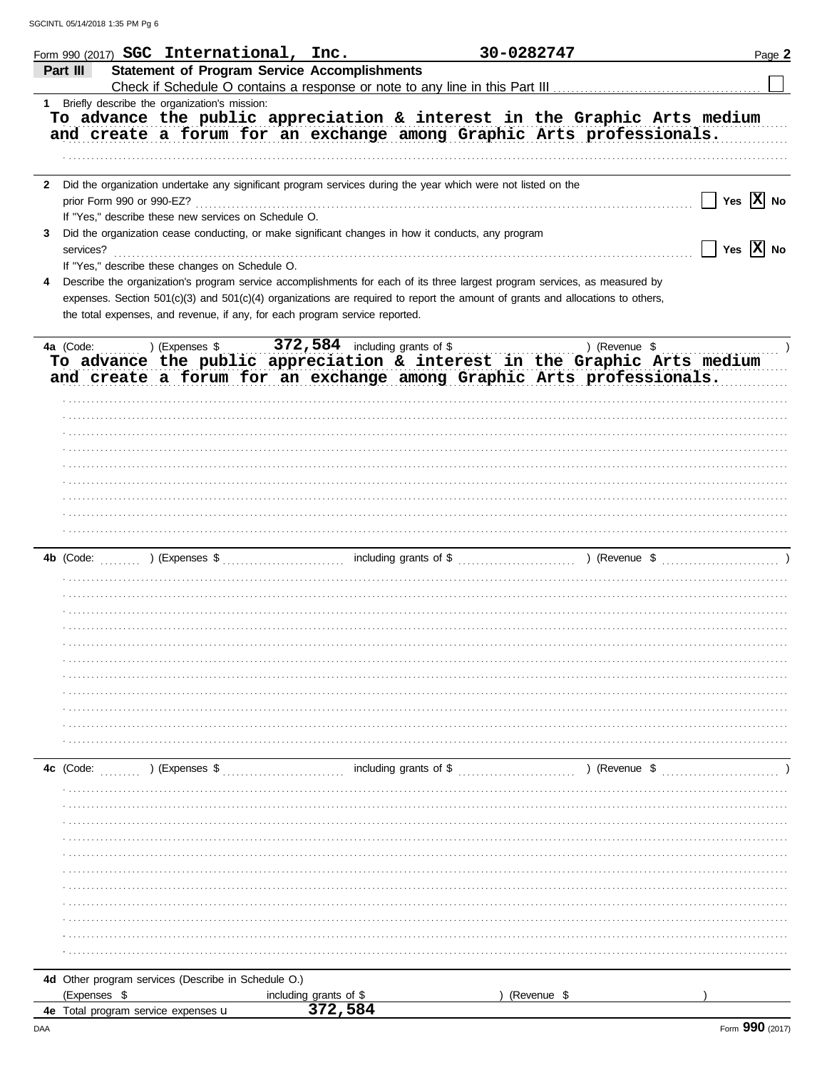Form 990 (2017) **SGC International, Inc.** **30-0282747** Page **2**

## Part III Statement of Program Service Accomplishments

Check if Schedule O contains a response or note to any line in this Part III ☐

**1** Briefly describe the organization's mission:

**To advance the public appreciation & interest in the Graphic Arts medium and create a forum for an exchange among Graphic Arts professionals.**

**2** Did the organization undertake any significant program services during the year which were not listed on the prior Form 990 or 990-EZ? ☐ Yes ☒ No

If "Yes," describe these new services on Schedule O.

**3** Did the organization cease conducting, or make significant changes in how it conducts, any program services? ☐ Yes ☒ No

If "Yes," describe these changes on Schedule O.

**4** Describe the organization's program service accomplishments for each of its three largest program services, as measured by expenses. Section 501(c)(3) and 501(c)(4) organizations are required to report the amount of grants and allocations to others, the total expenses, and revenue, if any, for each program service reported.

**4a** (Code: ) (Expenses $ **372,584** including grants of $ ) (Revenue $ )

**To advance the public appreciation & interest in the Graphic Arts medium and create a forum for an exchange among Graphic Arts professionals.**

**4b** (Code: ) (Expenses $ including grants of $ ) (Revenue $ )

**4c** (Code: ) (Expenses $ including grants of $ ) (Revenue $ )

**4d** Other program services (Describe in Schedule O.)

(Expenses $ including grants of $ ) (Revenue $ )

**4e** Total program service expenses **372,584**

Form **990** (2017)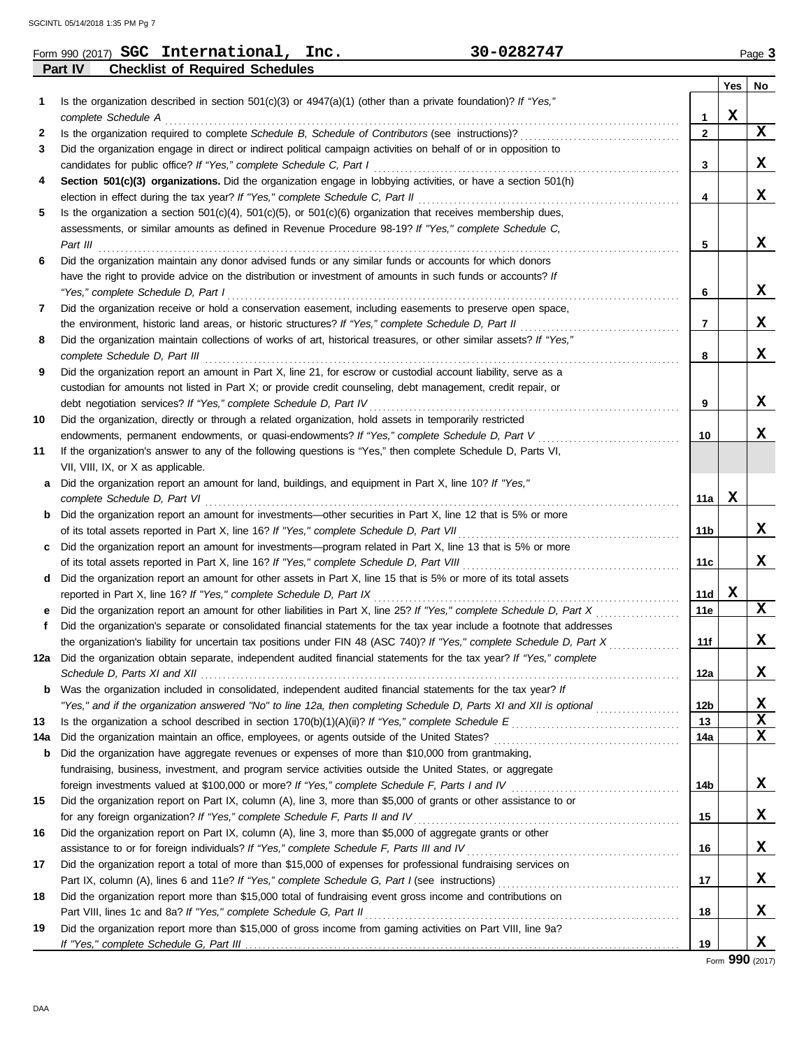Form 990 (2017) **SGC International, Inc.** **30-0282747** Page **3**

**Part IV Checklist of Required Schedules**

| | | | Yes | No |
|---|---|---|---|---|
| **1** | Is the organization described in section 501(c)(3) or 4947(a)(1) (other than a private foundation)? *If "Yes," complete Schedule A* | **1** | X | |
| **2** | Is the organization required to complete *Schedule B, Schedule of Contributors* (see instructions)? | **2** | | X |
| **3** | Did the organization engage in direct or indirect political campaign activities on behalf of or in opposition to candidates for public office? *If "Yes," complete Schedule C, Part I* | **3** | | X |
| **4** | **Section 501(c)(3) organizations.** Did the organization engage in lobbying activities, or have a section 501(h) election in effect during the tax year? *If "Yes," complete Schedule C, Part II* | **4** | | X |
| **5** | Is the organization a section 501(c)(4), 501(c)(5), or 501(c)(6) organization that receives membership dues, assessments, or similar amounts as defined in Revenue Procedure 98-19? *If "Yes," complete Schedule C, Part III* | **5** | | X |
| **6** | Did the organization maintain any donor advised funds or any similar funds or accounts for which donors have the right to provide advice on the distribution or investment of amounts in such funds or accounts? *If "Yes," complete Schedule D, Part I* | **6** | | X |
| **7** | Did the organization receive or hold a conservation easement, including easements to preserve open space, the environment, historic land areas, or historic structures? *If "Yes," complete Schedule D, Part II* | **7** | | X |
| **8** | Did the organization maintain collections of works of art, historical treasures, or other similar assets? *If "Yes," complete Schedule D, Part III* | **8** | | X |
| **9** | Did the organization report an amount in Part X, line 21, for escrow or custodial account liability, serve as a custodian for amounts not listed in Part X; or provide credit counseling, debt management, credit repair, or debt negotiation services? *If "Yes," complete Schedule D, Part IV* | **9** | | X |
| **10** | Did the organization, directly or through a related organization, hold assets in temporarily restricted endowments, permanent endowments, or quasi-endowments? *If "Yes," complete Schedule D, Part V* | **10** | | X |
| **11** | If the organization's answer to any of the following questions is "Yes," then complete Schedule D, Parts VI, VII, VIII, IX, or X as applicable. | | | |
| **a** | Did the organization report an amount for land, buildings, and equipment in Part X, line 10? *If "Yes," complete Schedule D, Part VI* | **11a** | X | |
| **b** | Did the organization report an amount for investments—other securities in Part X, line 12 that is 5% or more of its total assets reported in Part X, line 16? *If "Yes," complete Schedule D, Part VII* | **11b** | | X |
| **c** | Did the organization report an amount for investments—program related in Part X, line 13 that is 5% or more of its total assets reported in Part X, line 16? *If "Yes," complete Schedule D, Part VIII* | **11c** | | X |
| **d** | Did the organization report an amount for other assets in Part X, line 15 that is 5% or more of its total assets reported in Part X, line 16? *If "Yes," complete Schedule D, Part IX* | **11d** | X | |
| **e** | Did the organization report an amount for other liabilities in Part X, line 25? *If "Yes," complete Schedule D, Part X* | **11e** | | X |
| **f** | Did the organization's separate or consolidated financial statements for the tax year include a footnote that addresses the organization's liability for uncertain tax positions under FIN 48 (ASC 740)? *If "Yes," complete Schedule D, Part X* | **11f** | | X |
| **12a** | Did the organization obtain separate, independent audited financial statements for the tax year? *If "Yes," complete Schedule D, Parts XI and XII* | **12a** | | X |
| **b** | Was the organization included in consolidated, independent audited financial statements for the tax year? *If "Yes," and if the organization answered "No" to line 12a, then completing Schedule D, Parts XI and XII is optional* | **12b** | | X |
| **13** | Is the organization a school described in section 170(b)(1)(A)(ii)? *If "Yes," complete Schedule E* | **13** | | X |
| **14a** | Did the organization maintain an office, employees, or agents outside of the United States? | **14a** | | X |
| **b** | Did the organization have aggregate revenues or expenses of more than $10,000 from grantmaking, fundraising, business, investment, and program service activities outside the United States, or aggregate foreign investments valued at $100,000 or more? *If "Yes," complete Schedule F, Parts I and IV* | **14b** | | X |
| **15** | Did the organization report on Part IX, column (A), line 3, more than $5,000 of grants or other assistance to or for any foreign organization? *If "Yes," complete Schedule F, Parts II and IV* | **15** | | X |
| **16** | Did the organization report on Part IX, column (A), line 3, more than $5,000 of aggregate grants or other assistance to or for foreign individuals? *If "Yes," complete Schedule F, Parts III and IV* | **16** | | X |
| **17** | Did the organization report a total of more than $15,000 of expenses for professional fundraising services on Part IX, column (A), lines 6 and 11e? *If "Yes," complete Schedule G, Part I* (see instructions) | **17** | | X |
| **18** | Did the organization report more than $15,000 total of fundraising event gross income and contributions on Part VIII, lines 1c and 8a? *If "Yes," complete Schedule G, Part II* | **18** | | X |
| **19** | Did the organization report more than $15,000 of gross income from gaming activities on Part VIII, line 9a? *If "Yes," complete Schedule G, Part III* | **19** | | X |

Form **990** (2017)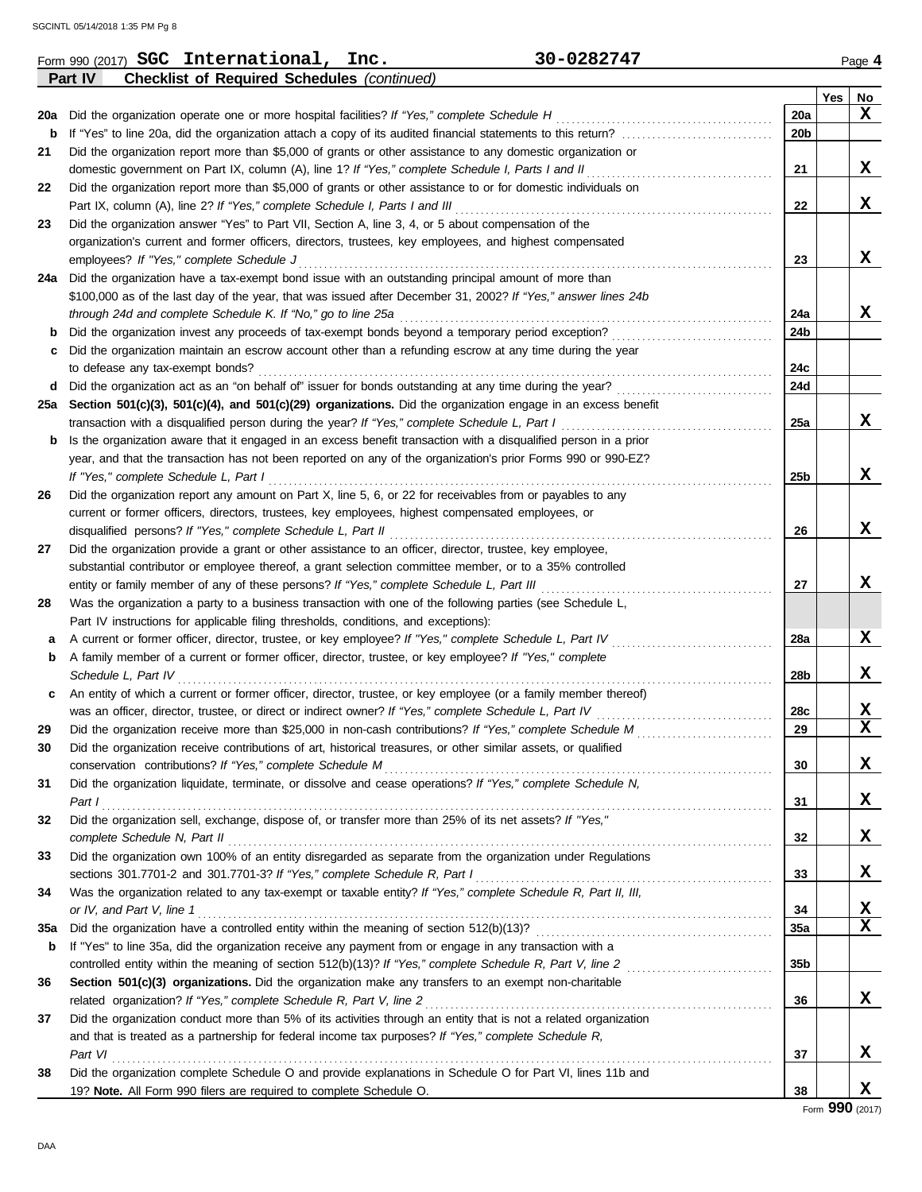Form 990 (2017) **SGC International, Inc.** **30-0282747** Page **4**

**Part IV** **Checklist of Required Schedules** *(continued)*

| | | | Yes | No |
|---|---|---|---|---|
| **20a** | Did the organization operate one or more hospital facilities? *If "Yes," complete Schedule H* | **20a** | | **X** |
| **b** | If "Yes" to line 20a, did the organization attach a copy of its audited financial statements to this return? | **20b** | | |
| **21** | Did the organization report more than $5,000 of grants or other assistance to any domestic organization or domestic government on Part IX, column (A), line 1? *If "Yes," complete Schedule I, Parts I and II* | **21** | | **X** |
| **22** | Did the organization report more than $5,000 of grants or other assistance to or for domestic individuals on Part IX, column (A), line 2? *If "Yes," complete Schedule I, Parts I and III* | **22** | | **X** |
| **23** | Did the organization answer "Yes" to Part VII, Section A, line 3, 4, or 5 about compensation of the organization's current and former officers, directors, trustees, key employees, and highest compensated employees? *If "Yes," complete Schedule J* | **23** | | **X** |
| **24a** | Did the organization have a tax-exempt bond issue with an outstanding principal amount of more than $100,000 as of the last day of the year, that was issued after December 31, 2002? *If "Yes," answer lines 24b through 24d and complete Schedule K. If "No," go to line 25a* | **24a** | | **X** |
| **b** | Did the organization invest any proceeds of tax-exempt bonds beyond a temporary period exception? | **24b** | | |
| **c** | Did the organization maintain an escrow account other than a refunding escrow at any time during the year to defease any tax-exempt bonds? | **24c** | | |
| **d** | Did the organization act as an "on behalf of" issuer for bonds outstanding at any time during the year? | **24d** | | |
| **25a** | **Section 501(c)(3), 501(c)(4), and 501(c)(29) organizations.** Did the organization engage in an excess benefit transaction with a disqualified person during the year? *If "Yes," complete Schedule L, Part I* | **25a** | | **X** |
| **b** | Is the organization aware that it engaged in an excess benefit transaction with a disqualified person in a prior year, and that the transaction has not been reported on any of the organization's prior Forms 990 or 990-EZ? *If "Yes," complete Schedule L, Part I* | **25b** | | **X** |
| **26** | Did the organization report any amount on Part X, line 5, 6, or 22 for receivables from or payables to any current or former officers, directors, trustees, key employees, highest compensated employees, or disqualified persons? *If "Yes," complete Schedule L, Part II* | **26** | | **X** |
| **27** | Did the organization provide a grant or other assistance to an officer, director, trustee, key employee, substantial contributor or employee thereof, a grant selection committee member, or to a 35% controlled entity or family member of any of these persons? *If "Yes," complete Schedule L, Part III* | **27** | | **X** |
| **28** | Was the organization a party to a business transaction with one of the following parties (see Schedule L, Part IV instructions for applicable filing thresholds, conditions, and exceptions): | | | |
| **a** | A current or former officer, director, trustee, or key employee? *If "Yes," complete Schedule L, Part IV* | **28a** | | **X** |
| **b** | A family member of a current or former officer, director, trustee, or key employee? *If "Yes," complete Schedule L, Part IV* | **28b** | | **X** |
| **c** | An entity of which a current or former officer, director, trustee, or key employee (or a family member thereof) was an officer, director, trustee, or direct or indirect owner? *If "Yes," complete Schedule L, Part IV* | **28c** | | **X** |
| **29** | Did the organization receive more than $25,000 in non-cash contributions? *If "Yes," complete Schedule M* | **29** | | **X** |
| **30** | Did the organization receive contributions of art, historical treasures, or other similar assets, or qualified conservation contributions? *If "Yes," complete Schedule M* | **30** | | **X** |
| **31** | Did the organization liquidate, terminate, or dissolve and cease operations? *If "Yes," complete Schedule N, Part I* | **31** | | **X** |
| **32** | Did the organization sell, exchange, dispose of, or transfer more than 25% of its net assets? *If "Yes," complete Schedule N, Part II* | **32** | | **X** |
| **33** | Did the organization own 100% of an entity disregarded as separate from the organization under Regulations sections 301.7701-2 and 301.7701-3? *If "Yes," complete Schedule R, Part I* | **33** | | **X** |
| **34** | Was the organization related to any tax-exempt or taxable entity? *If "Yes," complete Schedule R, Part II, III, or IV, and Part V, line 1* | **34** | | **X** |
| **35a** | Did the organization have a controlled entity within the meaning of section 512(b)(13)? | **35a** | | **X** |
| **b** | If "Yes" to line 35a, did the organization receive any payment from or engage in any transaction with a controlled entity within the meaning of section 512(b)(13)? *If "Yes," complete Schedule R, Part V, line 2* | **35b** | | |
| **36** | **Section 501(c)(3) organizations.** Did the organization make any transfers to an exempt non-charitable related organization? *If "Yes," complete Schedule R, Part V, line 2* | **36** | | **X** |
| **37** | Did the organization conduct more than 5% of its activities through an entity that is not a related organization and that is treated as a partnership for federal income tax purposes? *If "Yes," complete Schedule R, Part VI* | **37** | | **X** |
| **38** | Did the organization complete Schedule O and provide explanations in Schedule O for Part VI, lines 11b and 19? **Note.** All Form 990 filers are required to complete Schedule O. | **38** | | **X** |

Form **990** (2017)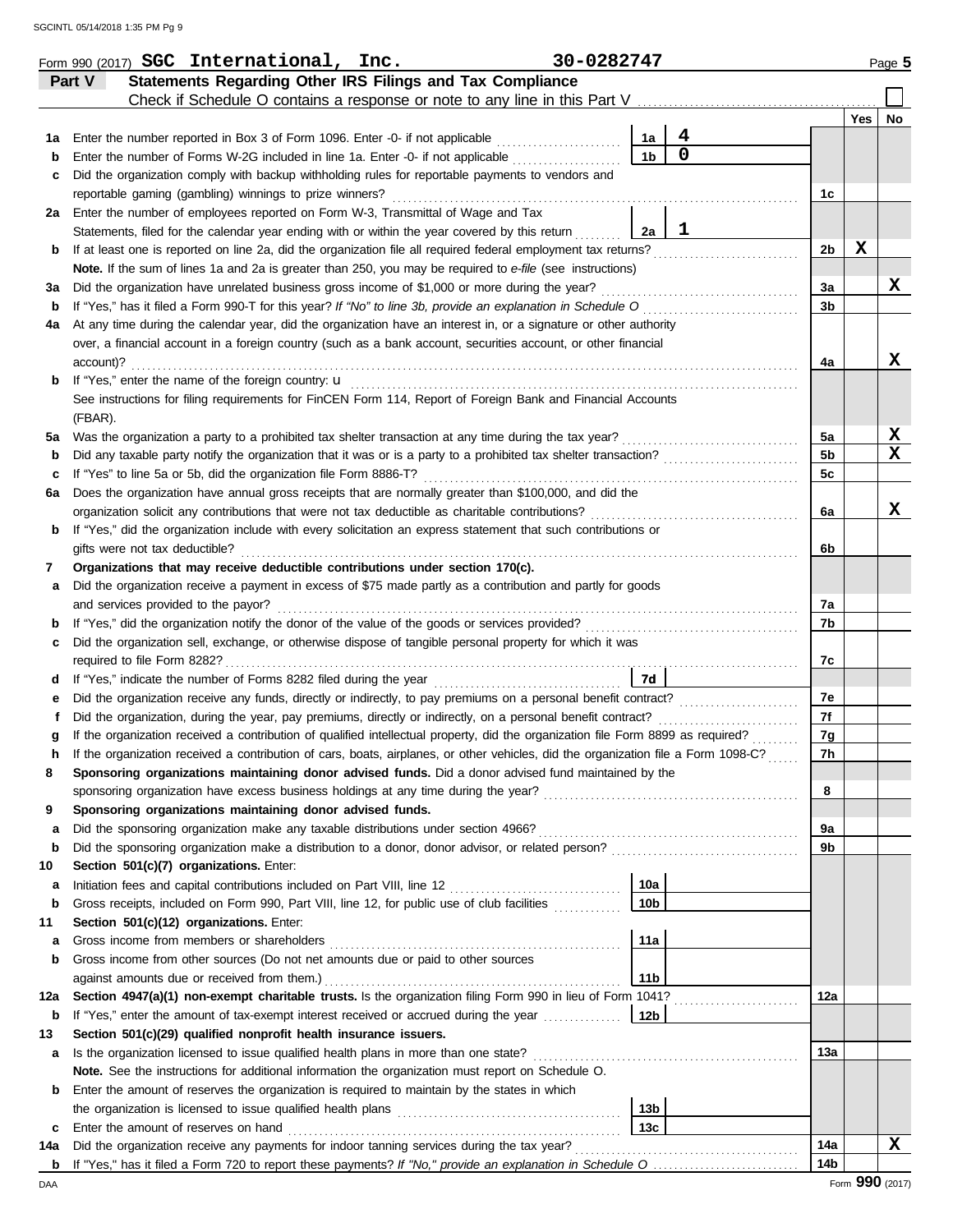Form 990 (2017) **SGC International, Inc.** **30-0282747** Page **5**

## Part V Statements Regarding Other IRS Filings and Tax Compliance

Check if Schedule O contains a response or note to any line in this Part V ☐

| | | | | | Yes | No |
|---|---|---|---|---|---|---|
| **1a** | Enter the number reported in Box 3 of Form 1096. Enter -0- if not applicable | 1a | 4 | | | |
| **b** | Enter the number of Forms W-2G included in line 1a. Enter -0- if not applicable | 1b | 0 | | | |
| **c** | Did the organization comply with backup withholding rules for reportable payments to vendors and reportable gaming (gambling) winnings to prize winners? | | | 1c | | |
| **2a** | Enter the number of employees reported on Form W-3, Transmittal of Wage and Tax Statements, filed for the calendar year ending with or within the year covered by this return | 2a | 1 | | | |
| **b** | If at least one is reported on line 2a, did the organization file all required federal employment tax returns? | | | 2b | X | |
| | **Note.** If the sum of lines 1a and 2a is greater than 250, you may be required to *e-file* (see instructions) | | | | | |
| **3a** | Did the organization have unrelated business gross income of $1,000 or more during the year? | | | 3a | | X |
| **b** | If "Yes," has it filed a Form 990-T for this year? *If "No" to line 3b, provide an explanation in Schedule O* | | | 3b | | |
| **4a** | At any time during the calendar year, did the organization have an interest in, or a signature or other authority over, a financial account in a foreign country (such as a bank account, securities account, or other financial account)? | | | 4a | | X |
| **b** | If "Yes," enter the name of the foreign country: u | | | | | |
| | See instructions for filing requirements for FinCEN Form 114, Report of Foreign Bank and Financial Accounts (FBAR). | | | | | |
| **5a** | Was the organization a party to a prohibited tax shelter transaction at any time during the tax year? | | | 5a | | X |
| **b** | Did any taxable party notify the organization that it was or is a party to a prohibited tax shelter transaction? | | | 5b | | X |
| **c** | If "Yes" to line 5a or 5b, did the organization file Form 8886-T? | | | 5c | | |
| **6a** | Does the organization have annual gross receipts that are normally greater than $100,000, and did the organization solicit any contributions that were not tax deductible as charitable contributions? | | | 6a | | X |
| **b** | If "Yes," did the organization include with every solicitation an express statement that such contributions or gifts were not tax deductible? | | | 6b | | |
| **7** | **Organizations that may receive deductible contributions under section 170(c).** | | | | | |
| **a** | Did the organization receive a payment in excess of $75 made partly as a contribution and partly for goods and services provided to the payor? | | | 7a | | |
| **b** | If "Yes," did the organization notify the donor of the value of the goods or services provided? | | | 7b | | |
| **c** | Did the organization sell, exchange, or otherwise dispose of tangible personal property for which it was required to file Form 8282? | | | 7c | | |
| **d** | If "Yes," indicate the number of Forms 8282 filed during the year | 7d | | | | |
| **e** | Did the organization receive any funds, directly or indirectly, to pay premiums on a personal benefit contract? | | | 7e | | |
| **f** | Did the organization, during the year, pay premiums, directly or indirectly, on a personal benefit contract? | | | 7f | | |
| **g** | If the organization received a contribution of qualified intellectual property, did the organization file Form 8899 as required? | | | 7g | | |
| **h** | If the organization received a contribution of cars, boats, airplanes, or other vehicles, did the organization file a Form 1098-C? | | | 7h | | |
| **8** | **Sponsoring organizations maintaining donor advised funds.** Did a donor advised fund maintained by the sponsoring organization have excess business holdings at any time during the year? | | | 8 | | |
| **9** | **Sponsoring organizations maintaining donor advised funds.** | | | | | |
| **a** | Did the sponsoring organization make any taxable distributions under section 4966? | | | 9a | | |
| **b** | Did the sponsoring organization make a distribution to a donor, donor advisor, or related person? | | | 9b | | |
| **10** | **Section 501(c)(7) organizations.** Enter: | | | | | |
| **a** | Initiation fees and capital contributions included on Part VIII, line 12 | 10a | | | | |
| **b** | Gross receipts, included on Form 990, Part VIII, line 12, for public use of club facilities | 10b | | | | |
| **11** | **Section 501(c)(12) organizations.** Enter: | | | | | |
| **a** | Gross income from members or shareholders | 11a | | | | |
| **b** | Gross income from other sources (Do not net amounts due or paid to other sources against amounts due or received from them.) | 11b | | | | |
| **12a** | **Section 4947(a)(1) non-exempt charitable trusts.** Is the organization filing Form 990 in lieu of Form 1041? | | | 12a | | |
| **b** | If "Yes," enter the amount of tax-exempt interest received or accrued during the year | 12b | | | | |
| **13** | **Section 501(c)(29) qualified nonprofit health insurance issuers.** | | | | | |
| **a** | Is the organization licensed to issue qualified health plans in more than one state? | | | 13a | | |
| | **Note.** See the instructions for additional information the organization must report on Schedule O. | | | | | |
| **b** | Enter the amount of reserves the organization is required to maintain by the states in which the organization is licensed to issue qualified health plans | 13b | | | | |
| **c** | Enter the amount of reserves on hand | 13c | | | | |
| **14a** | Did the organization receive any payments for indoor tanning services during the tax year? | | | 14a | | X |
| **b** | If "Yes," has it filed a Form 720 to report these payments? *If "No," provide an explanation in Schedule O* | | | 14b | | |

Form **990** (2017)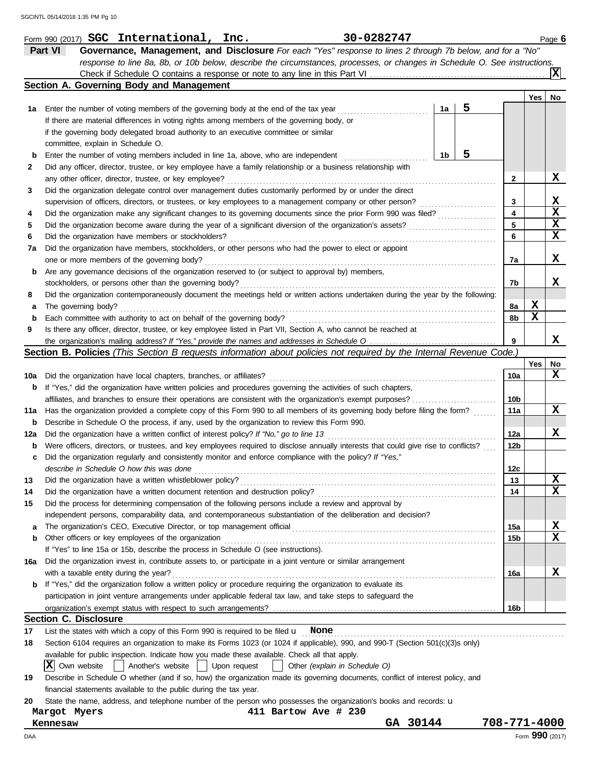Form 990 (2017) **SGC International, Inc.** **30-0282747** Page **6**

## Part VI Governance, Management, and Disclosure

*For each "Yes" response to lines 2 through 7b below, and for a "No" response to line 8a, 8b, or 10b below, describe the circumstances, processes, or changes in Schedule O. See instructions.*

Check if Schedule O contains a response or note to any line in this Part VI .......... **X**

### Section A. Governing Body and Management

| | | | Yes | No |
|---|---|---|---|---|
| **1a** | Enter the number of voting members of the governing body at the end of the tax year ..... **1a** 5<br>If there are material differences in voting rights among members of the governing body, or if the governing body delegated broad authority to an executive committee or similar committee, explain in Schedule O. | | | |
| **b** | Enter the number of voting members included in line 1a, above, who are independent ..... **1b** 5 | | | |
| **2** | Did any officer, director, trustee, or key employee have a family relationship or a business relationship with any other officer, director, trustee, or key employee? | 2 | | X |
| **3** | Did the organization delegate control over management duties customarily performed by or under the direct supervision of officers, directors, or trustees, or key employees to a management company or other person? | 3 | | X |
| **4** | Did the organization make any significant changes to its governing documents since the prior Form 990 was filed? | 4 | | X |
| **5** | Did the organization become aware during the year of a significant diversion of the organization's assets? | 5 | | X |
| **6** | Did the organization have members or stockholders? | 6 | | X |
| **7a** | Did the organization have members, stockholders, or other persons who had the power to elect or appoint one or more members of the governing body? | 7a | | X |
| **b** | Are any governance decisions of the organization reserved to (or subject to approval by) members, stockholders, or persons other than the governing body? | 7b | | X |
| **8** | Did the organization contemporaneously document the meetings held or written actions undertaken during the year by the following: | | | |
| **a** | The governing body? | 8a | X | |
| **b** | Each committee with authority to act on behalf of the governing body? | 8b | X | |
| **9** | Is there any officer, director, trustee, or key employee listed in Part VII, Section A, who cannot be reached at the organization's mailing address? *If "Yes," provide the names and addresses in Schedule O* | 9 | | X |

### Section B. Policies *(This Section B requests information about policies not required by the Internal Revenue Code.)*

| | | | Yes | No |
|---|---|---|---|---|
| **10a** | Did the organization have local chapters, branches, or affiliates? | 10a | | X |
| **b** | If "Yes," did the organization have written policies and procedures governing the activities of such chapters, affiliates, and branches to ensure their operations are consistent with the organization's exempt purposes? | 10b | | |
| **11a** | Has the organization provided a complete copy of this Form 990 to all members of its governing body before filing the form? | 11a | | X |
| **b** | Describe in Schedule O the process, if any, used by the organization to review this Form 990. | | | |
| **12a** | Did the organization have a written conflict of interest policy? *If "No," go to line 13* | 12a | | X |
| **b** | Were officers, directors, or trustees, and key employees required to disclose annually interests that could give rise to conflicts? | 12b | | |
| **c** | Did the organization regularly and consistently monitor and enforce compliance with the policy? *If "Yes," describe in Schedule O how this was done* | 12c | | |
| **13** | Did the organization have a written whistleblower policy? | 13 | | X |
| **14** | Did the organization have a written document retention and destruction policy? | 14 | | X |
| **15** | Did the process for determining compensation of the following persons include a review and approval by independent persons, comparability data, and contemporaneous substantiation of the deliberation and decision? | | | |
| **a** | The organization's CEO, Executive Director, or top management official | 15a | | X |
| **b** | Other officers or key employees of the organization<br>If "Yes" to line 15a or 15b, describe the process in Schedule O (see instructions). | 15b | | X |
| **16a** | Did the organization invest in, contribute assets to, or participate in a joint venture or similar arrangement with a taxable entity during the year? | 16a | | X |
| **b** | If "Yes," did the organization follow a written policy or procedure requiring the organization to evaluate its participation in joint venture arrangements under applicable federal tax law, and take steps to safeguard the organization's exempt status with respect to such arrangements? | 16b | | |

### Section C. Disclosure

**17** List the states with which a copy of this Form 990 is required to be filed u **None**

**18** Section 6104 requires an organization to make its Forms 1023 (or 1024 if applicable), 990, and 990-T (Section 501(c)(3)s only) available for public inspection. Indicate how you made these available. Check all that apply.

[X] Own website [ ] Another's website [ ] Upon request [ ] Other *(explain in Schedule O)*

**19** Describe in Schedule O whether (and if so, how) the organization made its governing documents, conflict of interest policy, and financial statements available to the public during the tax year.

**20** State the name, address, and telephone number of the person who possesses the organization's books and records: u

Margot Myers 411 Bartow Ave # 230
Kennesaw GA 30144 708-771-4000

Form **990** (2017)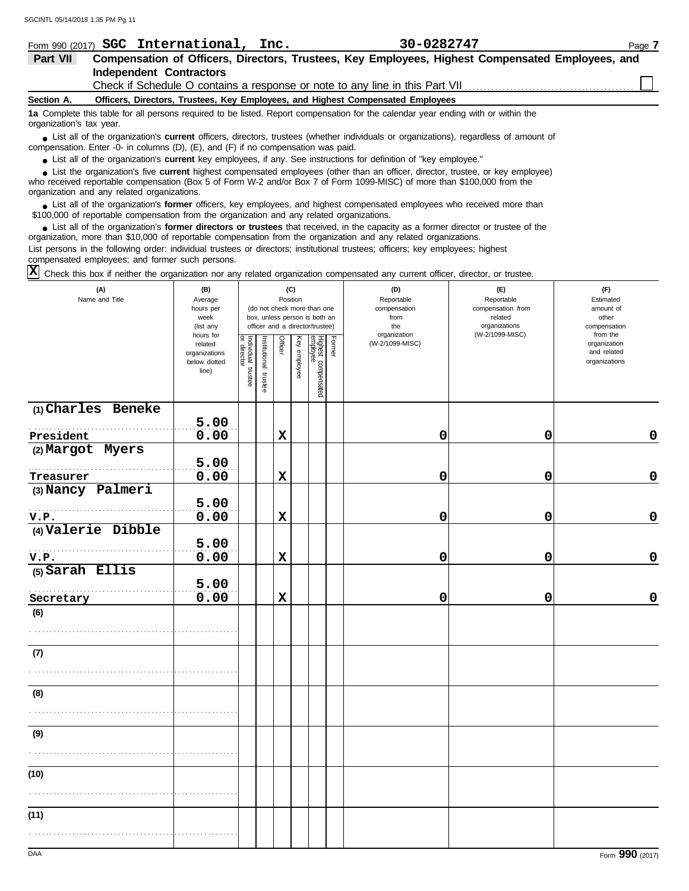Form 990 (2017) **SGC International, Inc.** **30-0282747** Page **7**

## Part VII Compensation of Officers, Directors, Trustees, Key Employees, Highest Compensated Employees, and Independent Contractors

Check if Schedule O contains a response or note to any line in this Part VII ☐

### Section A. Officers, Directors, Trustees, Key Employees, and Highest Compensated Employees

**1a** Complete this table for all persons required to be listed. Report compensation for the calendar year ending with or within the organization's tax year.

- List all of the organization's **current** officers, directors, trustees (whether individuals or organizations), regardless of amount of compensation. Enter -0- in columns (D), (E), and (F) if no compensation was paid.
- List all of the organization's **current** key employees, if any. See instructions for definition of "key employee."
- List the organization's five **current** highest compensated employees (other than an officer, director, trustee, or key employee) who received reportable compensation (Box 5 of Form W-2 and/or Box 7 of Form 1099-MISC) of more than $100,000 from the organization and any related organizations.
- List all of the organization's **former** officers, key employees, and highest compensated employees who received more than $100,000 of reportable compensation from the organization and any related organizations.
- List all of the organization's **former directors or trustees** that received, in the capacity as a former director or trustee of the organization, more than $10,000 of reportable compensation from the organization and any related organizations.

List persons in the following order: individual trustees or directors; institutional trustees; officers; key employees; highest compensated employees; and former such persons.

☒ Check this box if neither the organization nor any related organization compensated any current officer, director, or trustee.

| (A) Name and Title | (B) Average hours per week (list any hours for related organizations below dotted line) | (C) Position: Individual trustee or director | Institutional trustee | Officer | Key employee | Highest compensated employee | Former | (D) Reportable compensation from the organization (W-2/1099-MISC) | (E) Reportable compensation from related organizations (W-2/1099-MISC) | (F) Estimated amount of other compensation from the organization and related organizations |
|---|---|---|---|---|---|---|---|---|---|---|
| (1) Charles Beneke<br>President | 5.00<br>0.00 | | | X | | | | 0 | 0 | 0 |
| (2) Margot Myers<br>Treasurer | 5.00<br>0.00 | | | X | | | | 0 | 0 | 0 |
| (3) Nancy Palmeri<br>V.P. | 5.00<br>0.00 | | | X | | | | 0 | 0 | 0 |
| (4) Valerie Dibble<br>V.P. | 5.00<br>0.00 | | | X | | | | 0 | 0 | 0 |
| (5) Sarah Ellis<br>Secretary | 5.00<br>0.00 | | | X | | | | 0 | 0 | 0 |
| (6) | | | | | | | | | | |
| (7) | | | | | | | | | | |
| (8) | | | | | | | | | | |
| (9) | | | | | | | | | | |
| (10) | | | | | | | | | | |
| (11) | | | | | | | | | | |

Form **990** (2017)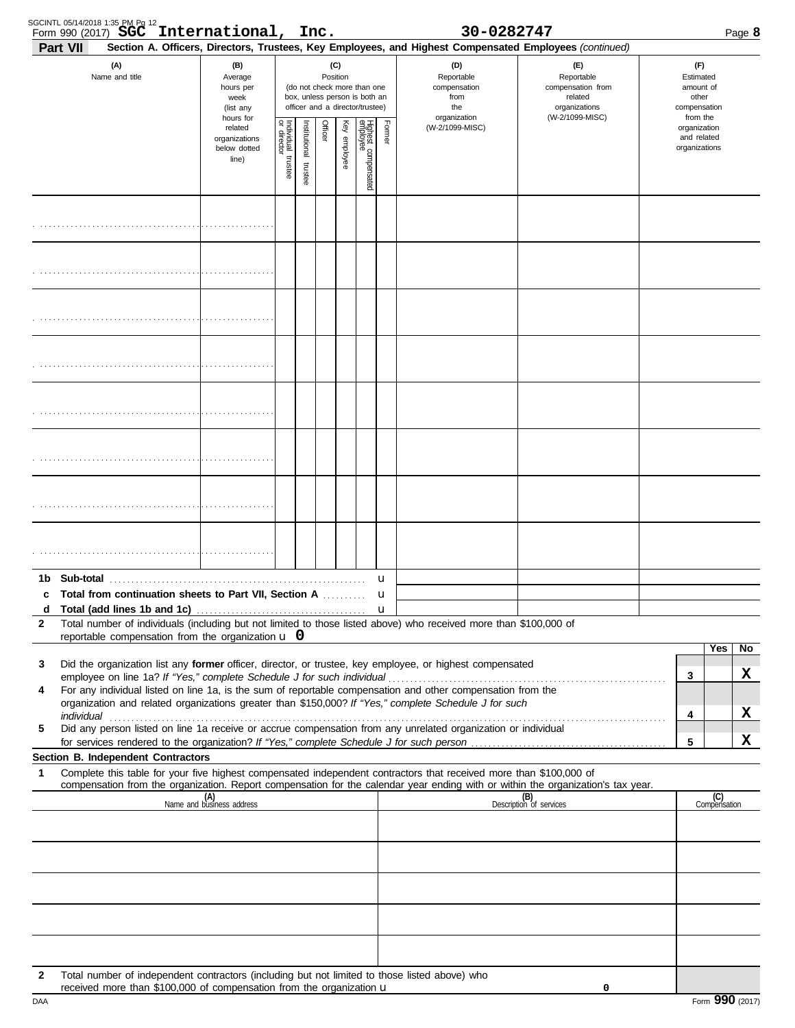Form 990 (2017) **SGC International, Inc.** **30-0282747** Page **8**

**Part VII** **Section A. Officers, Directors, Trustees, Key Employees, and Highest Compensated Employees** *(continued)*

| (A) Name and title | (B) Average hours per week (list any hours for related organizations below dotted line) | (C) Position (do not check more than one box, unless person is both an officer and a director/trustee): Individual trustee or director | Institutional trustee | Officer | Key employee | Highest compensated employee | Former | (D) Reportable compensation from the organization (W-2/1099-MISC) | (E) Reportable compensation from related organizations (W-2/1099-MISC) | (F) Estimated amount of other compensation from the organization and related organizations |
|---|---|---|---|---|---|---|---|---|---|---|
| | | | | | | | | | | |
| | | | | | | | | | | |
| | | | | | | | | | | |
| | | | | | | | | | | |
| | | | | | | | | | | |
| | | | | | | | | | | |
| | | | | | | | | | | |
| | | | | | | | | | | |

**1b Sub-total** ............ u

**c Total from continuation sheets to Part VII, Section A** ............ u

**d Total (add lines 1b and 1c)** ............ u

**2** Total number of individuals (including but not limited to those listed above) who received more than $100,000 of reportable compensation from the organization u **0**

| | | Yes | No |
|---|---|---|---|
| **3** Did the organization list any **former** officer, director, or trustee, key employee, or highest compensated employee on line 1a? *If "Yes," complete Schedule J for such individual* | 3 | | X |
| **4** For any individual listed on line 1a, is the sum of reportable compensation and other compensation from the organization and related organizations greater than $150,000? *If "Yes," complete Schedule J for such individual* | 4 | | X |
| **5** Did any person listed on line 1a receive or accrue compensation from any unrelated organization or individual for services rendered to the organization? *If "Yes," complete Schedule J for such person* | 5 | | X |

**Section B. Independent Contractors**

**1** Complete this table for your five highest compensated independent contractors that received more than $100,000 of compensation from the organization. Report compensation for the calendar year ending with or within the organization's tax year.

| (A) Name and business address | (B) Description of services | (C) Compensation |
|---|---|---|
| | | |
| | | |
| | | |
| | | |
| | | |

**2** Total number of independent contractors (including but not limited to those listed above) who received more than $100,000 of compensation from the organization u **0**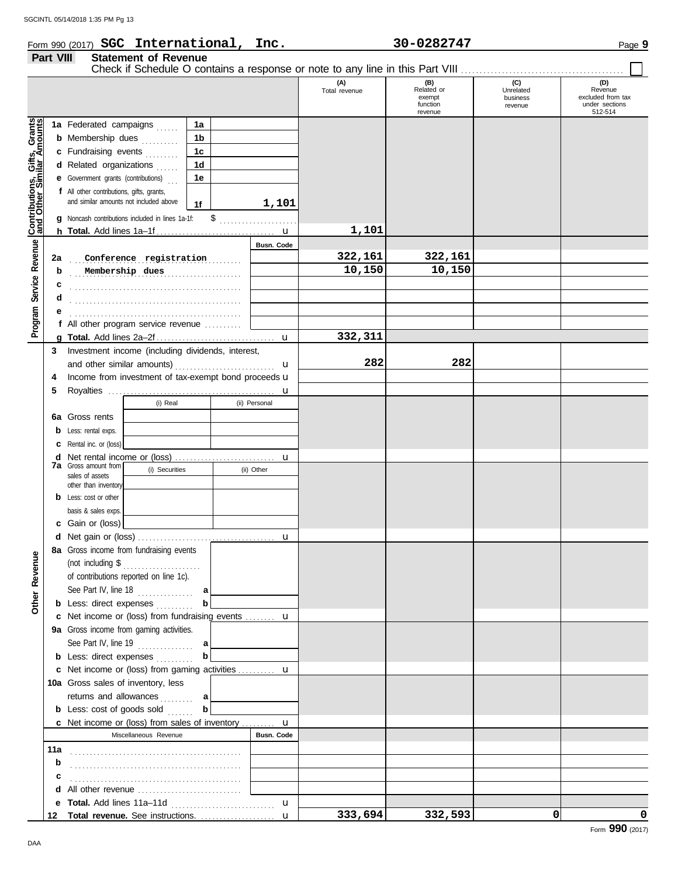Form 990 (2017) **SGC International, Inc.** **30-0282747** Page **9**

## Part VIII Statement of Revenue

Check if Schedule O contains a response or note to any line in this Part VIII ☐

| | | | (A) Total revenue | (B) Related or exempt function revenue | (C) Unrelated business revenue | (D) Revenue excluded from tax under sections 512-514 |
|---|---|---|---|---|---|---|
| **Contributions, Gifts, Grants and Other Similar Amounts** | **1a** Federated campaigns | 1a | | | | |
| | **b** Membership dues | 1b | | | | |
| | **c** Fundraising events | 1c | | | | |
| | **d** Related organizations | 1d | | | | |
| | **e** Government grants (contributions) | 1e | | | | |
| | **f** All other contributions, gifts, grants, and similar amounts not included above | 1f 1,101 | | | | |
| | **g** Noncash contributions included in lines 1a-1f: $ | | | | | |
| | **h Total.** Add lines 1a–1f | | 1,101 | | | |
| **Program Service Revenue** | | Busn. Code | | | | |
| | **2a** Conference registration | | 322,161 | 322,161 | | |
| | **b** Membership dues | | 10,150 | 10,150 | | |
| | **c** | | | | | |
| | **d** | | | | | |
| | **e** | | | | | |
| | **f** All other program service revenue | | | | | |
| | **g Total.** Add lines 2a–2f | | 332,311 | | | |
| **Other Revenue** | **3** Investment income (including dividends, interest, and other similar amounts) | | 282 | 282 | | |
| | **4** Income from investment of tax-exempt bond proceeds | | | | | |
| | **5** Royalties | | | | | |
| | | (i) Real / (ii) Personal | | | | |
| | **6a** Gross rents | | | | | |
| | **b** Less: rental exps. | | | | | |
| | **c** Rental inc. or (loss) | | | | | |
| | **d** Net rental income or (loss) | | | | | |
| | **7a** Gross amount from sales of assets other than inventory | (i) Securities / (ii) Other | | | | |
| | **b** Less: cost or other basis & sales exps. | | | | | |
| | **c** Gain or (loss) | | | | | |
| | **d** Net gain or (loss) | | | | | |
| | **8a** Gross income from fundraising events (not including $ of contributions reported on line 1c). See Part IV, line 18 | a | | | | |
| | **b** Less: direct expenses | b | | | | |
| | **c** Net income or (loss) from fundraising events | | | | | |
| | **9a** Gross income from gaming activities. See Part IV, line 19 | a | | | | |
| | **b** Less: direct expenses | b | | | | |
| | **c** Net income or (loss) from gaming activities | | | | | |
| | **10a** Gross sales of inventory, less returns and allowances | a | | | | |
| | **b** Less: cost of goods sold | b | | | | |
| | **c** Net income or (loss) from sales of inventory | | | | | |
| | Miscellaneous Revenue | Busn. Code | | | | |
| | **11a** | | | | | |
| | **b** | | | | | |
| | **c** | | | | | |
| | **d** All other revenue | | | | | |
| | **e Total.** Add lines 11a–11d | | | | | |
| | **12 Total revenue.** See instructions. | | 333,694 | 332,593 | 0 | 0 |

Form **990** (2017)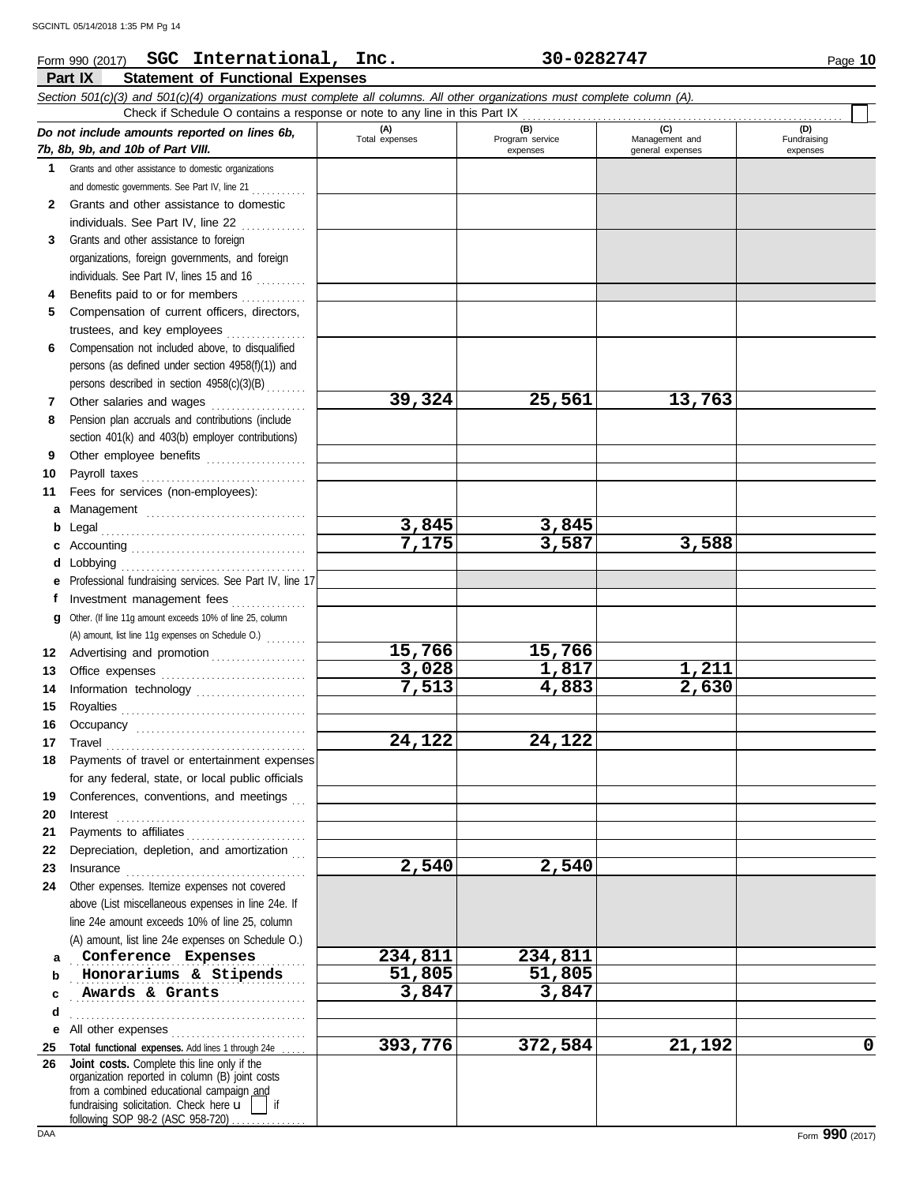Form 990 (2017) **SGC International, Inc.** **30-0282747** Page **10**

## Part IX Statement of Functional Expenses

*Section 501(c)(3) and 501(c)(4) organizations must complete all columns. All other organizations must complete column (A).*

Check if Schedule O contains a response or note to any line in this Part IX

| *Do not include amounts reported on lines 6b, 7b, 8b, 9b, and 10b of Part VIII.* | (A) Total expenses | (B) Program service expenses | (C) Management and general expenses | (D) Fundraising expenses |
|---|---|---|---|---|
| **1** Grants and other assistance to domestic organizations and domestic governments. See Part IV, line 21 | | | | |
| **2** Grants and other assistance to domestic individuals. See Part IV, line 22 | | | | |
| **3** Grants and other assistance to foreign organizations, foreign governments, and foreign individuals. See Part IV, lines 15 and 16 | | | | |
| **4** Benefits paid to or for members | | | | |
| **5** Compensation of current officers, directors, trustees, and key employees | | | | |
| **6** Compensation not included above, to disqualified persons (as defined under section 4958(f)(1)) and persons described in section 4958(c)(3)(B) | | | | |
| **7** Other salaries and wages | 39,324 | 25,561 | 13,763 | |
| **8** Pension plan accruals and contributions (include section 401(k) and 403(b) employer contributions) | | | | |
| **9** Other employee benefits | | | | |
| **10** Payroll taxes | | | | |
| **11** Fees for services (non-employees): | | | | |
| **a** Management | | | | |
| **b** Legal | 3,845 | 3,845 | | |
| **c** Accounting | 7,175 | 3,587 | 3,588 | |
| **d** Lobbying | | | | |
| **e** Professional fundraising services. See Part IV, line 17 | | | | |
| **f** Investment management fees | | | | |
| **g** Other. (If line 11g amount exceeds 10% of line 25, column (A) amount, list line 11g expenses on Schedule O.) | | | | |
| **12** Advertising and promotion | 15,766 | 15,766 | | |
| **13** Office expenses | 3,028 | 1,817 | 1,211 | |
| **14** Information technology | 7,513 | 4,883 | 2,630 | |
| **15** Royalties | | | | |
| **16** Occupancy | | | | |
| **17** Travel | 24,122 | 24,122 | | |
| **18** Payments of travel or entertainment expenses for any federal, state, or local public officials | | | | |
| **19** Conferences, conventions, and meetings | | | | |
| **20** Interest | | | | |
| **21** Payments to affiliates | | | | |
| **22** Depreciation, depletion, and amortization | | | | |
| **23** Insurance | 2,540 | 2,540 | | |
| **24** Other expenses. Itemize expenses not covered above (List miscellaneous expenses in line 24e. If line 24e amount exceeds 10% of line 25, column (A) amount, list line 24e expenses on Schedule O.) | | | | |
| **a** Conference Expenses | 234,811 | 234,811 | | |
| **b** Honorariums & Stipends | 51,805 | 51,805 | | |
| **c** Awards & Grants | 3,847 | 3,847 | | |
| **d** | | | | |
| **e** All other expenses | | | | |
| **25 Total functional expenses.** Add lines 1 through 24e | 393,776 | 372,584 | 21,192 | 0 |
| **26 Joint costs.** Complete this line only if the organization reported in column (B) joint costs from a combined educational campaign and fundraising solicitation. Check here ☐ if following SOP 98-2 (ASC 958-720) | | | | |

Form **990** (2017)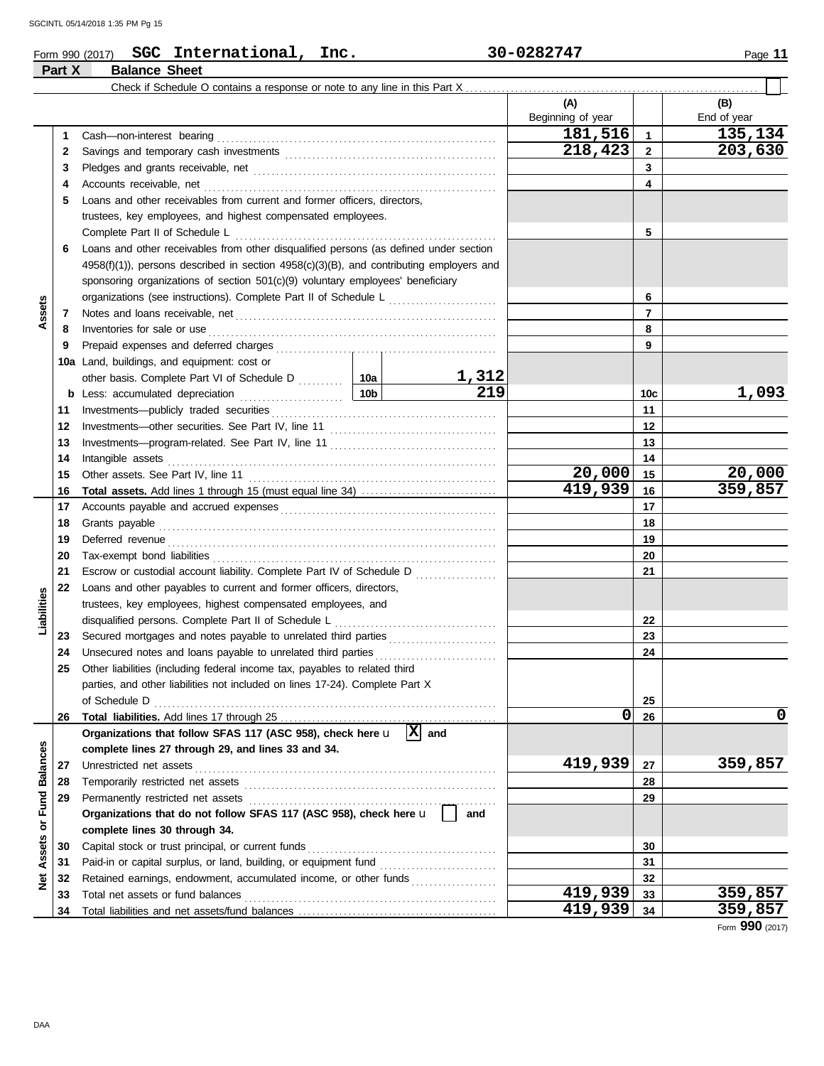Form 990 (2017) **SGC International, Inc.** **30-0282747** Page **11**

## Part X Balance Sheet

Check if Schedule O contains a response or note to any line in this Part X ☐

| Section | Line | Description | | | (A) Beginning of year | | (B) End of year |
|---|---|---|---|---|---|---|---|
| Assets | 1 | Cash—non-interest bearing | | | 181,516 | 1 | 135,134 |
| | 2 | Savings and temporary cash investments | | | 218,423 | 2 | 203,630 |
| | 3 | Pledges and grants receivable, net | | | | 3 | |
| | 4 | Accounts receivable, net | | | | 4 | |
| | 5 | Loans and other receivables from current and former officers, directors, trustees, key employees, and highest compensated employees. Complete Part II of Schedule L | | | | 5 | |
| | 6 | Loans and other receivables from other disqualified persons (as defined under section 4958(f)(1)), persons described in section 4958(c)(3)(B), and contributing employers and sponsoring organizations of section 501(c)(9) voluntary employees' beneficiary organizations (see instructions). Complete Part II of Schedule L | | | | 6 | |
| | 7 | Notes and loans receivable, net | | | | 7 | |
| | 8 | Inventories for sale or use | | | | 8 | |
| | 9 | Prepaid expenses and deferred charges | | | | 9 | |
| | 10a | Land, buildings, and equipment: cost or other basis. Complete Part VI of Schedule D | 10a | 1,312 | | | |
| | b | Less: accumulated depreciation | 10b | 219 | | 10c | 1,093 |
| | 11 | Investments—publicly traded securities | | | | 11 | |
| | 12 | Investments—other securities. See Part IV, line 11 | | | | 12 | |
| | 13 | Investments—program-related. See Part IV, line 11 | | | | 13 | |
| | 14 | Intangible assets | | | | 14 | |
| | 15 | Other assets. See Part IV, line 11 | | | 20,000 | 15 | 20,000 |
| | 16 | **Total assets.** Add lines 1 through 15 (must equal line 34) | | | 419,939 | 16 | 359,857 |
| Liabilities | 17 | Accounts payable and accrued expenses | | | | 17 | |
| | 18 | Grants payable | | | | 18 | |
| | 19 | Deferred revenue | | | | 19 | |
| | 20 | Tax-exempt bond liabilities | | | | 20 | |
| | 21 | Escrow or custodial account liability. Complete Part IV of Schedule D | | | | 21 | |
| | 22 | Loans and other payables to current and former officers, directors, trustees, key employees, highest compensated employees, and disqualified persons. Complete Part II of Schedule L | | | | 22 | |
| | 23 | Secured mortgages and notes payable to unrelated third parties | | | | 23 | |
| | 24 | Unsecured notes and loans payable to unrelated third parties | | | | 24 | |
| | 25 | Other liabilities (including federal income tax, payables to related third parties, and other liabilities not included on lines 17-24). Complete Part X of Schedule D | | | | 25 | |
| | 26 | **Total liabilities.** Add lines 17 through 25 | | | 0 | 26 | 0 |
| Net Assets or Fund Balances | | **Organizations that follow SFAS 117 (ASC 958), check here** ☒ **and complete lines 27 through 29, and lines 33 and 34.** | | | | | |
| | 27 | Unrestricted net assets | | | 419,939 | 27 | 359,857 |
| | 28 | Temporarily restricted net assets | | | | 28 | |
| | 29 | Permanently restricted net assets | | | | 29 | |
| | | **Organizations that do not follow SFAS 117 (ASC 958), check here** ☐ **and complete lines 30 through 34.** | | | | | |
| | 30 | Capital stock or trust principal, or current funds | | | | 30 | |
| | 31 | Paid-in or capital surplus, or land, building, or equipment fund | | | | 31 | |
| | 32 | Retained earnings, endowment, accumulated income, or other funds | | | | 32 | |
| | 33 | Total net assets or fund balances | | | 419,939 | 33 | 359,857 |
| | 34 | Total liabilities and net assets/fund balances | | | 419,939 | 34 | 359,857 |

Form **990** (2017)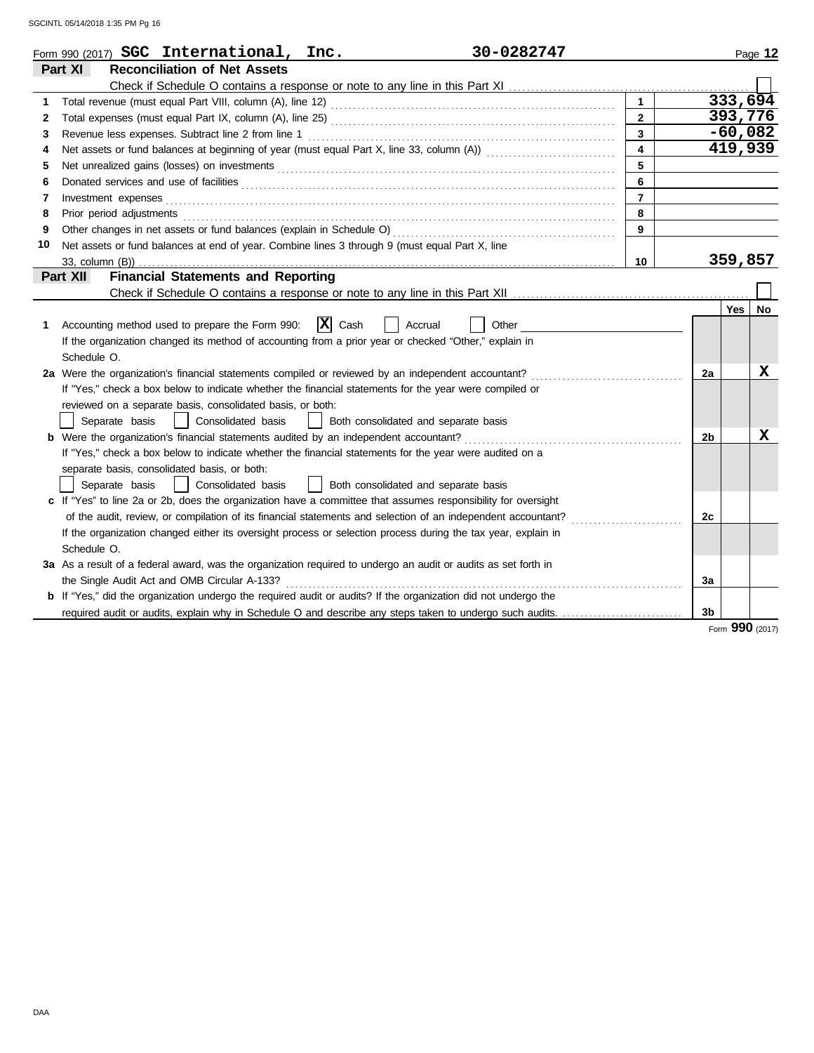Form 990 (2017) **SGC International, Inc.** **30-0282747** Page **12**

## Part XI Reconciliation of Net Assets

Check if Schedule O contains a response or note to any line in this Part XI ☐

| | | | |
|---|---|---|---|
| 1 | Total revenue (must equal Part VIII, column (A), line 12) | 1 | 333,694 |
| 2 | Total expenses (must equal Part IX, column (A), line 25) | 2 | 393,776 |
| 3 | Revenue less expenses. Subtract line 2 from line 1 | 3 | -60,082 |
| 4 | Net assets or fund balances at beginning of year (must equal Part X, line 33, column (A)) | 4 | 419,939 |
| 5 | Net unrealized gains (losses) on investments | 5 | |
| 6 | Donated services and use of facilities | 6 | |
| 7 | Investment expenses | 7 | |
| 8 | Prior period adjustments | 8 | |
| 9 | Other changes in net assets or fund balances (explain in Schedule O) | 9 | |
| 10 | Net assets or fund balances at end of year. Combine lines 3 through 9 (must equal Part X, line 33, column (B)) | 10 | 359,857 |

## Part XII Financial Statements and Reporting

Check if Schedule O contains a response or note to any line in this Part XII ☐

| | | | Yes | No |
|---|---|---|---|---|
| 1 | Accounting method used to prepare the Form 990: ☒ Cash ☐ Accrual ☐ Other<br>If the organization changed its method of accounting from a prior year or checked "Other," explain in Schedule O. | | | |
| 2a | Were the organization's financial statements compiled or reviewed by an independent accountant?<br>If "Yes," check a box below to indicate whether the financial statements for the year were compiled or reviewed on a separate basis, consolidated basis, or both:<br>☐ Separate basis ☐ Consolidated basis ☐ Both consolidated and separate basis | 2a | | X |
| b | Were the organization's financial statements audited by an independent accountant?<br>If "Yes," check a box below to indicate whether the financial statements for the year were audited on a separate basis, consolidated basis, or both:<br>☐ Separate basis ☐ Consolidated basis ☐ Both consolidated and separate basis | 2b | | X |
| c | If "Yes" to line 2a or 2b, does the organization have a committee that assumes responsibility for oversight of the audit, review, or compilation of its financial statements and selection of an independent accountant?<br>If the organization changed either its oversight process or selection process during the tax year, explain in Schedule O. | 2c | | |
| 3a | As a result of a federal award, was the organization required to undergo an audit or audits as set forth in the Single Audit Act and OMB Circular A-133? | 3a | | |
| b | If "Yes," did the organization undergo the required audit or audits? If the organization did not undergo the required audit or audits, explain why in Schedule O and describe any steps taken to undergo such audits. | 3b | | |

Form **990** (2017)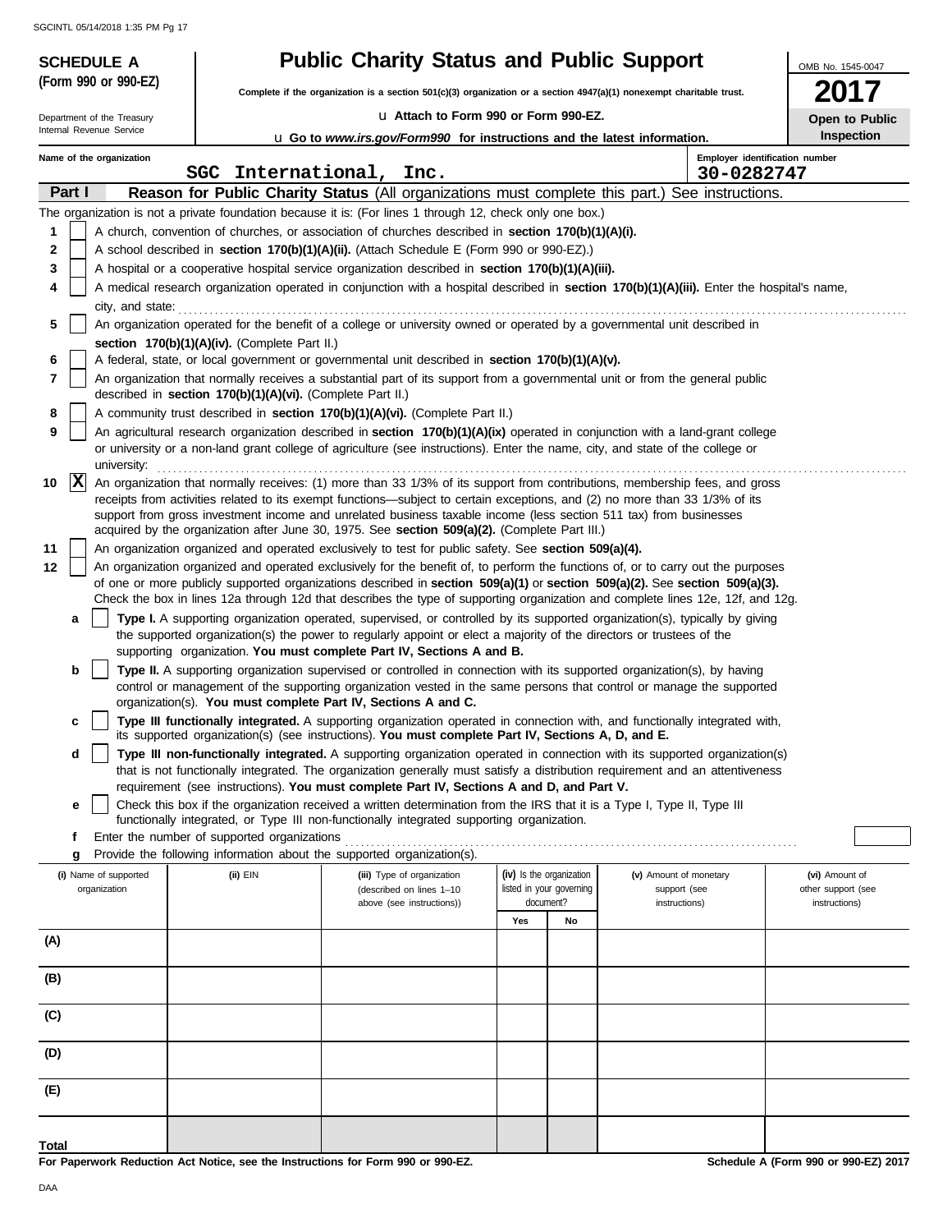**SCHEDULE A (Form 990 or 990-EZ)**

Department of the Treasury
Internal Revenue Service

# Public Charity Status and Public Support

**Complete if the organization is a section 501(c)(3) organization or a section 4947(a)(1) nonexempt charitable trust.**

u Attach to Form 990 or Form 990-EZ.

u Go to *www.irs.gov/Form990* for instructions and the latest information.

OMB No. 1545-0047

**2017**

**Open to Public Inspection**

Name of the organization: SGC International, Inc.

Employer identification number: 30-0282747

## Part I — Reason for Public Charity Status (All organizations must complete this part.) See instructions.

The organization is not a private foundation because it is: (For lines 1 through 12, check only one box.)

1. [ ] A church, convention of churches, or association of churches described in **section 170(b)(1)(A)(i).**
2. [ ] A school described in **section 170(b)(1)(A)(ii).** (Attach Schedule E (Form 990 or 990-EZ).)
3. [ ] A hospital or a cooperative hospital service organization described in **section 170(b)(1)(A)(iii).**
4. [ ] A medical research organization operated in conjunction with a hospital described in **section 170(b)(1)(A)(iii).** Enter the hospital's name, city, and state:
5. [ ] An organization operated for the benefit of a college or university owned or operated by a governmental unit described in **section 170(b)(1)(A)(iv).** (Complete Part II.)
6. [ ] A federal, state, or local government or governmental unit described in **section 170(b)(1)(A)(v).**
7. [ ] An organization that normally receives a substantial part of its support from a governmental unit or from the general public described in **section 170(b)(1)(A)(vi).** (Complete Part II.)
8. [ ] A community trust described in **section 170(b)(1)(A)(vi).** (Complete Part II.)
9. [ ] An agricultural research organization described in **section 170(b)(1)(A)(ix)** operated in conjunction with a land-grant college or university or a non-land grant college of agriculture (see instructions). Enter the name, city, and state of the college or university:
10. [X] An organization that normally receives: (1) more than 33 1/3% of its support from contributions, membership fees, and gross receipts from activities related to its exempt functions—subject to certain exceptions, and (2) no more than 33 1/3% of its support from gross investment income and unrelated business taxable income (less section 511 tax) from businesses acquired by the organization after June 30, 1975. See **section 509(a)(2).** (Complete Part III.)
11. [ ] An organization organized and operated exclusively to test for public safety. See **section 509(a)(4).**
12. [ ] An organization organized and operated exclusively for the benefit of, to perform the functions of, or to carry out the purposes of one or more publicly supported organizations described in **section 509(a)(1)** or **section 509(a)(2).** See **section 509(a)(3).** Check the box in lines 12a through 12d that describes the type of supporting organization and complete lines 12e, 12f, and 12g.
   - **a** [ ] **Type I.** A supporting organization operated, supervised, or controlled by its supported organization(s), typically by giving the supported organization(s) the power to regularly appoint or elect a majority of the directors or trustees of the supporting organization. **You must complete Part IV, Sections A and B.**
   - **b** [ ] **Type II.** A supporting organization supervised or controlled in connection with its supported organization(s), by having control or management of the supporting organization vested in the same persons that control or manage the supported organization(s). **You must complete Part IV, Sections A and C.**
   - **c** [ ] **Type III functionally integrated.** A supporting organization operated in connection with, and functionally integrated with, its supported organization(s) (see instructions). **You must complete Part IV, Sections A, D, and E.**
   - **d** [ ] **Type III non-functionally integrated.** A supporting organization operated in connection with its supported organization(s) that is not functionally integrated. The organization generally must satisfy a distribution requirement and an attentiveness requirement (see instructions). **You must complete Part IV, Sections A and D, and Part V.**
   - **e** [ ] Check this box if the organization received a written determination from the IRS that it is a Type I, Type II, Type III functionally integrated, or Type III non-functionally integrated supporting organization.
   - **f** Enter the number of supported organizations
   - **g** Provide the following information about the supported organization(s).

| (i) Name of supported organization | (ii) EIN | (iii) Type of organization (described on lines 1–10 above (see instructions)) | (iv) Is the organization listed in your governing document? | | (v) Amount of monetary support (see instructions) | (vi) Amount of other support (see instructions) |
|---|---|---|---|---|---|---|
| | | | Yes | No | | |
| (A) | | | | | | |
| (B) | | | | | | |
| (C) | | | | | | |
| (D) | | | | | | |
| (E) | | | | | | |
| **Total** | | | | | | |

**For Paperwork Reduction Act Notice, see the Instructions for Form 990 or 990-EZ.**

**Schedule A (Form 990 or 990-EZ) 2017**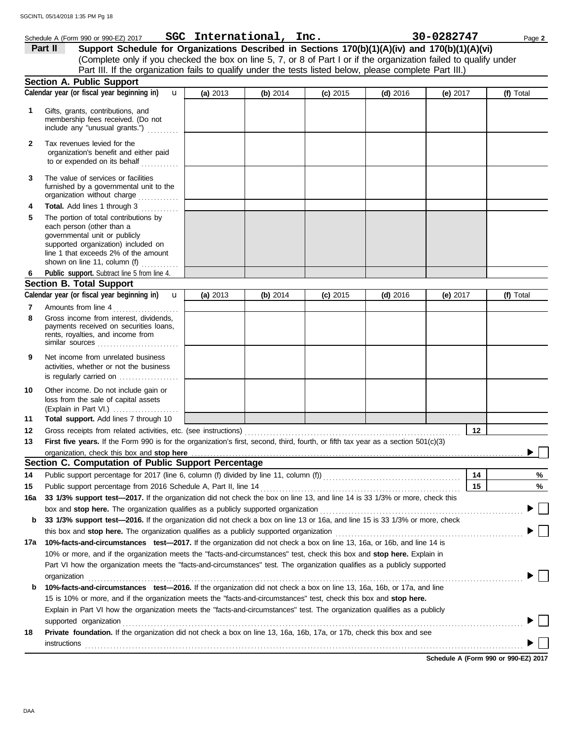Schedule A (Form 990 or 990-EZ) 2017 **SGC International, Inc.** **30-0282747** Page **2**

## Part II Support Schedule for Organizations Described in Sections 170(b)(1)(A)(iv) and 170(b)(1)(A)(vi)

(Complete only if you checked the box on line 5, 7, or 8 of Part I or if the organization failed to qualify under Part III. If the organization fails to qualify under the tests listed below, please complete Part III.)

### Section A. Public Support

| Calendar year (or fiscal year beginning in) | (a) 2013 | (b) 2014 | (c) 2015 | (d) 2016 | (e) 2017 | (f) Total |
|---|---|---|---|---|---|---|
| **1** Gifts, grants, contributions, and membership fees received. (Do not include any "unusual grants.") | | | | | | |
| **2** Tax revenues levied for the organization's benefit and either paid to or expended on its behalf | | | | | | |
| **3** The value of services or facilities furnished by a governmental unit to the organization without charge | | | | | | |
| **4** **Total.** Add lines 1 through 3 | | | | | | |
| **5** The portion of total contributions by each person (other than a governmental unit or publicly supported organization) included on line 1 that exceeds 2% of the amount shown on line 11, column (f) | | | | | | |
| **6** **Public support.** Subtract line 5 from line 4. | | | | | | |

### Section B. Total Support

| Calendar year (or fiscal year beginning in) | (a) 2013 | (b) 2014 | (c) 2015 | (d) 2016 | (e) 2017 | (f) Total |
|---|---|---|---|---|---|---|
| **7** Amounts from line 4 | | | | | | |
| **8** Gross income from interest, dividends, payments received on securities loans, rents, royalties, and income from similar sources | | | | | | |
| **9** Net income from unrelated business activities, whether or not the business is regularly carried on | | | | | | |
| **10** Other income. Do not include gain or loss from the sale of capital assets (Explain in Part VI.) | | | | | | |
| **11** **Total support.** Add lines 7 through 10 | | | | | | |

**12** Gross receipts from related activities, etc. (see instructions) | **12** |

**13** **First five years.** If the Form 990 is for the organization's first, second, third, fourth, or fifth tax year as a section 501(c)(3) organization, check this box and **stop here** ☐

### Section C. Computation of Public Support Percentage

**14** Public support percentage for 2017 (line 6, column (f) divided by line 11, column (f)) | **14** | %

**15** Public support percentage from 2016 Schedule A, Part II, line 14 | **15** | %

**16a** **33 1/3% support test—2017.** If the organization did not check the box on line 13, and line 14 is 33 1/3% or more, check this box and **stop here.** The organization qualifies as a publicly supported organization ☐

**b** **33 1/3% support test—2016.** If the organization did not check a box on line 13 or 16a, and line 15 is 33 1/3% or more, check this box and **stop here.** The organization qualifies as a publicly supported organization ☐

**17a** **10%-facts-and-circumstances test—2017.** If the organization did not check a box on line 13, 16a, or 16b, and line 14 is 10% or more, and if the organization meets the "facts-and-circumstances" test, check this box and **stop here.** Explain in Part VI how the organization meets the "facts-and-circumstances" test. The organization qualifies as a publicly supported organization ☐

**b** **10%-facts-and-circumstances test—2016.** If the organization did not check a box on line 13, 16a, 16b, or 17a, and line 15 is 10% or more, and if the organization meets the "facts-and-circumstances" test, check this box and **stop here.** Explain in Part VI how the organization meets the "facts-and-circumstances" test. The organization qualifies as a publicly supported organization ☐

**18** **Private foundation.** If the organization did not check a box on line 13, 16a, 16b, 17a, or 17b, check this box and see instructions ☐

**Schedule A (Form 990 or 990-EZ) 2017**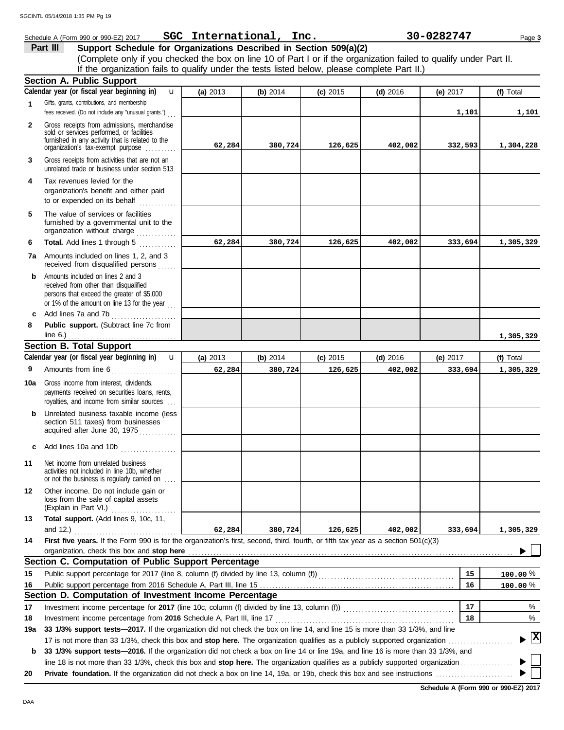Schedule A (Form 990 or 990-EZ) 2017 **SGC International, Inc.** **30-0282747** Page **3**

## Part III Support Schedule for Organizations Described in Section 509(a)(2)

(Complete only if you checked the box on line 10 of Part I or if the organization failed to qualify under Part II. If the organization fails to qualify under the tests listed below, please complete Part II.)

### Section A. Public Support

| Calendar year (or fiscal year beginning in) | (a) 2013 | (b) 2014 | (c) 2015 | (d) 2016 | (e) 2017 | (f) Total |
|---|---|---|---|---|---|---|
| **1** Gifts, grants, contributions, and membership fees received. (Do not include any "unusual grants.") | | | | | 1,101 | 1,101 |
| **2** Gross receipts from admissions, merchandise sold or services performed, or facilities furnished in any activity that is related to the organization's tax-exempt purpose | 62,284 | 380,724 | 126,625 | 402,002 | 332,593 | 1,304,228 |
| **3** Gross receipts from activities that are not an unrelated trade or business under section 513 | | | | | | |
| **4** Tax revenues levied for the organization's benefit and either paid to or expended on its behalf | | | | | | |
| **5** The value of services or facilities furnished by a governmental unit to the organization without charge | | | | | | |
| **6 Total.** Add lines 1 through 5 | 62,284 | 380,724 | 126,625 | 402,002 | 333,694 | 1,305,329 |
| **7a** Amounts included on lines 1, 2, and 3 received from disqualified persons | | | | | | |
| **b** Amounts included on lines 2 and 3 received from other than disqualified persons that exceed the greater of $5,000 or 1% of the amount on line 13 for the year | | | | | | |
| **c** Add lines 7a and 7b | | | | | | |
| **8 Public support.** (Subtract line 7c from line 6.) | | | | | | 1,305,329 |

### Section B. Total Support

| Calendar year (or fiscal year beginning in) | (a) 2013 | (b) 2014 | (c) 2015 | (d) 2016 | (e) 2017 | (f) Total |
|---|---|---|---|---|---|---|
| **9** Amounts from line 6 | 62,284 | 380,724 | 126,625 | 402,002 | 333,694 | 1,305,329 |
| **10a** Gross income from interest, dividends, payments received on securities loans, rents, royalties, and income from similar sources | | | | | | |
| **b** Unrelated business taxable income (less section 511 taxes) from businesses acquired after June 30, 1975 | | | | | | |
| **c** Add lines 10a and 10b | | | | | | |
| **11** Net income from unrelated business activities not included in line 10b, whether or not the business is regularly carried on | | | | | | |
| **12** Other income. Do not include gain or loss from the sale of capital assets (Explain in Part VI.) | | | | | | |
| **13 Total support.** (Add lines 9, 10c, 11, and 12.) | 62,284 | 380,724 | 126,625 | 402,002 | 333,694 | 1,305,329 |

**14 First five years.** If the Form 990 is for the organization's first, second, third, fourth, or fifth tax year as a section 501(c)(3) organization, check this box and **stop here** ☐

### Section C. Computation of Public Support Percentage

| | | | |
|---|---|---|---|
| **15** | Public support percentage for 2017 (line 8, column (f) divided by line 13, column (f)) | 15 | 100.00 % |
| **16** | Public support percentage from 2016 Schedule A, Part III, line 15 | 16 | 100.00 % |

### Section D. Computation of Investment Income Percentage

| | | | |
|---|---|---|---|
| **17** | Investment income percentage for **2017** (line 10c, column (f) divided by line 13, column (f)) | 17 | % |
| **18** | Investment income percentage from **2016** Schedule A, Part III, line 17 | 18 | % |

**19a 33 1/3% support tests—2017.** If the organization did not check the box on line 14, and line 15 is more than 33 1/3%, and line 17 is not more than 33 1/3%, check this box and **stop here.** The organization qualifies as a publicly supported organization ☒

**b 33 1/3% support tests—2016.** If the organization did not check a box on line 14 or line 19a, and line 16 is more than 33 1/3%, and line 18 is not more than 33 1/3%, check this box and **stop here.** The organization qualifies as a publicly supported organization ☐

**20 Private foundation.** If the organization did not check a box on line 14, 19a, or 19b, check this box and see instructions ☐

**Schedule A (Form 990 or 990-EZ) 2017**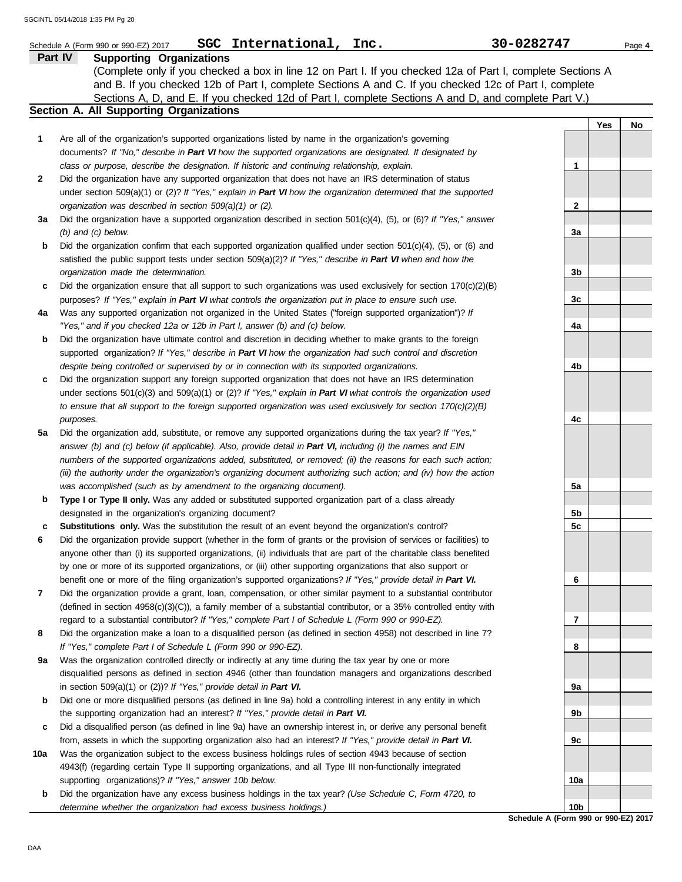Schedule A (Form 990 or 990-EZ) 2017 **SGC International, Inc.** **30-0282747** Page **4**

## Part IV Supporting Organizations

(Complete only if you checked a box in line 12 on Part I. If you checked 12a of Part I, complete Sections A and B. If you checked 12b of Part I, complete Sections A and C. If you checked 12c of Part I, complete Sections A, D, and E. If you checked 12d of Part I, complete Sections A and D, and complete Part V.)

### Section A. All Supporting Organizations

| | | | Yes | No |
|---|---|---|---|---|
| **1** | Are all of the organization's supported organizations listed by name in the organization's governing documents? *If "No," describe in **Part VI** how the supported organizations are designated. If designated by class or purpose, describe the designation. If historic and continuing relationship, explain.* | **1** | | |
| **2** | Did the organization have any supported organization that does not have an IRS determination of status under section 509(a)(1) or (2)? *If "Yes," explain in **Part VI** how the organization determined that the supported organization was described in section 509(a)(1) or (2).* | **2** | | |
| **3a** | Did the organization have a supported organization described in section 501(c)(4), (5), or (6)? *If "Yes," answer (b) and (c) below.* | **3a** | | |
| **b** | Did the organization confirm that each supported organization qualified under section 501(c)(4), (5), or (6) and satisfied the public support tests under section 509(a)(2)? *If "Yes," describe in **Part VI** when and how the organization made the determination.* | **3b** | | |
| **c** | Did the organization ensure that all support to such organizations was used exclusively for section 170(c)(2)(B) purposes? *If "Yes," explain in **Part VI** what controls the organization put in place to ensure such use.* | **3c** | | |
| **4a** | Was any supported organization not organized in the United States ("foreign supported organization")? *If "Yes," and if you checked 12a or 12b in Part I, answer (b) and (c) below.* | **4a** | | |
| **b** | Did the organization have ultimate control and discretion in deciding whether to make grants to the foreign supported organization? *If "Yes," describe in **Part VI** how the organization had such control and discretion despite being controlled or supervised by or in connection with its supported organizations.* | **4b** | | |
| **c** | Did the organization support any foreign supported organization that does not have an IRS determination under sections 501(c)(3) and 509(a)(1) or (2)? *If "Yes," explain in **Part VI** what controls the organization used to ensure that all support to the foreign supported organization was used exclusively for section 170(c)(2)(B) purposes.* | **4c** | | |
| **5a** | Did the organization add, substitute, or remove any supported organizations during the tax year? *If "Yes," answer (b) and (c) below (if applicable). Also, provide detail in **Part VI,** including (i) the names and EIN numbers of the supported organizations added, substituted, or removed; (ii) the reasons for each such action; (iii) the authority under the organization's organizing document authorizing such action; and (iv) how the action was accomplished (such as by amendment to the organizing document).* | **5a** | | |
| **b** | **Type I or Type II only.** Was any added or substituted supported organization part of a class already designated in the organization's organizing document? | **5b** | | |
| **c** | **Substitutions only.** Was the substitution the result of an event beyond the organization's control? | **5c** | | |
| **6** | Did the organization provide support (whether in the form of grants or the provision of services or facilities) to anyone other than (i) its supported organizations, (ii) individuals that are part of the charitable class benefited by one or more of its supported organizations, or (iii) other supporting organizations that also support or benefit one or more of the filing organization's supported organizations? *If "Yes," provide detail in **Part VI.*** | **6** | | |
| **7** | Did the organization provide a grant, loan, compensation, or other similar payment to a substantial contributor (defined in section 4958(c)(3)(C)), a family member of a substantial contributor, or a 35% controlled entity with regard to a substantial contributor? *If "Yes," complete Part I of Schedule L (Form 990 or 990-EZ).* | **7** | | |
| **8** | Did the organization make a loan to a disqualified person (as defined in section 4958) not described in line 7? *If "Yes," complete Part I of Schedule L (Form 990 or 990-EZ).* | **8** | | |
| **9a** | Was the organization controlled directly or indirectly at any time during the tax year by one or more disqualified persons as defined in section 4946 (other than foundation managers and organizations described in section 509(a)(1) or (2))? *If "Yes," provide detail in **Part VI.*** | **9a** | | |
| **b** | Did one or more disqualified persons (as defined in line 9a) hold a controlling interest in any entity in which the supporting organization had an interest? *If "Yes," provide detail in **Part VI.*** | **9b** | | |
| **c** | Did a disqualified person (as defined in line 9a) have an ownership interest in, or derive any personal benefit from, assets in which the supporting organization also had an interest? *If "Yes," provide detail in **Part VI.*** | **9c** | | |
| **10a** | Was the organization subject to the excess business holdings rules of section 4943 because of section 4943(f) (regarding certain Type II supporting organizations, and all Type III non-functionally integrated supporting organizations)? *If "Yes," answer 10b below.* | **10a** | | |
| **b** | Did the organization have any excess business holdings in the tax year? *(Use Schedule C, Form 4720, to determine whether the organization had excess business holdings.)* | **10b** | | |

**Schedule A (Form 990 or 990-EZ) 2017**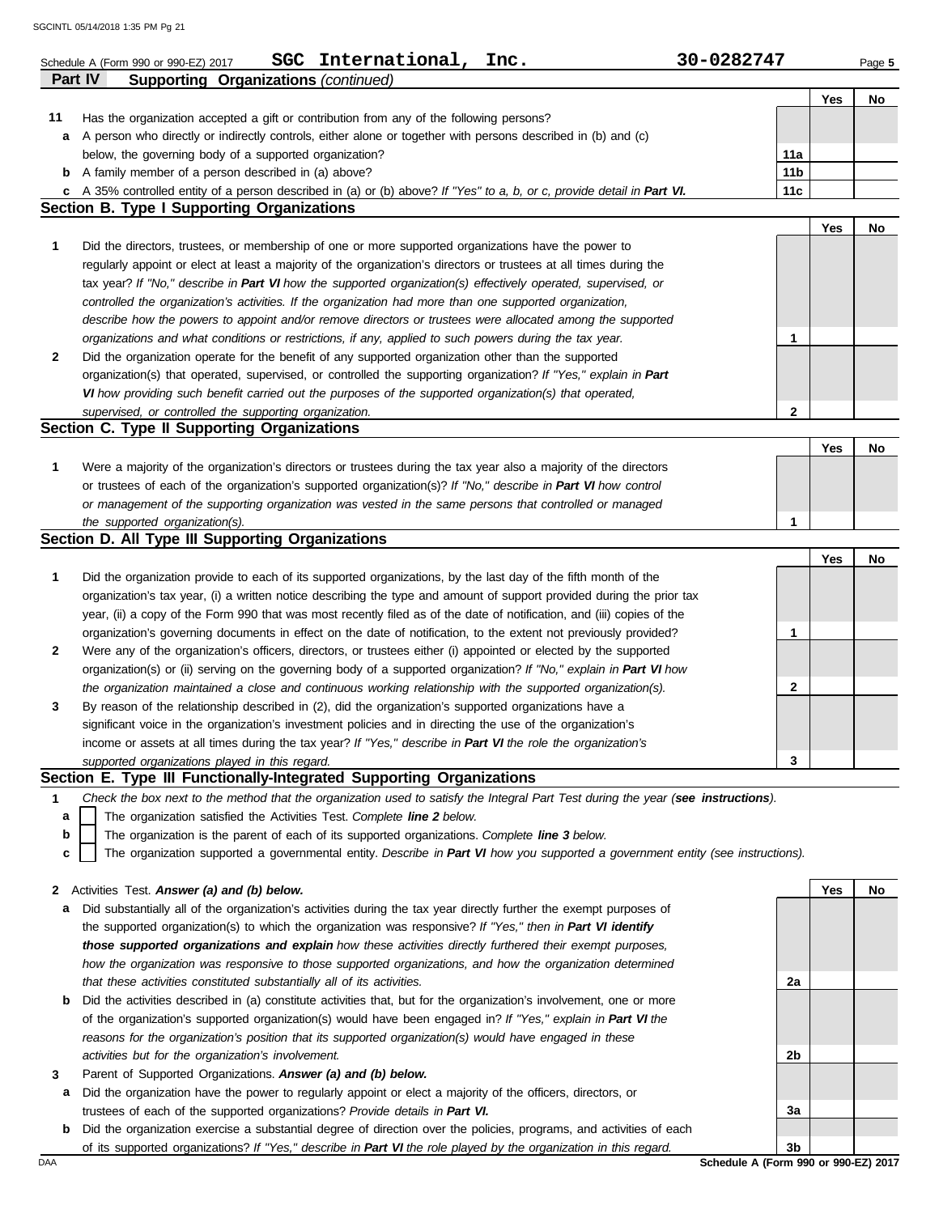Schedule A (Form 990 or 990-EZ) 2017 **SGC International, Inc.** **30-0282747** Page **5**

**Part IV Supporting Organizations** *(continued)*

| | | | Yes | No |
|---|---|---|---|---|
| **11** | Has the organization accepted a gift or contribution from any of the following persons? | | | |
| **a** | A person who directly or indirectly controls, either alone or together with persons described in (b) and (c) below, the governing body of a supported organization? | **11a** | | |
| **b** | A family member of a person described in (a) above? | **11b** | | |
| **c** | A 35% controlled entity of a person described in (a) or (b) above? *If "Yes" to a, b, or c, provide detail in* ***Part VI.*** | **11c** | | |

## Section B. Type I Supporting Organizations

| | | | Yes | No |
|---|---|---|---|---|
| **1** | Did the directors, trustees, or membership of one or more supported organizations have the power to regularly appoint or elect at least a majority of the organization's directors or trustees at all times during the tax year? *If "No," describe in* ***Part VI*** *how the supported organization(s) effectively operated, supervised, or controlled the organization's activities. If the organization had more than one supported organization, describe how the powers to appoint and/or remove directors or trustees were allocated among the supported organizations and what conditions or restrictions, if any, applied to such powers during the tax year.* | **1** | | |
| **2** | Did the organization operate for the benefit of any supported organization other than the supported organization(s) that operated, supervised, or controlled the supporting organization? *If "Yes," explain in* ***Part VI*** *how providing such benefit carried out the purposes of the supported organization(s) that operated, supervised, or controlled the supporting organization.* | **2** | | |

## Section C. Type II Supporting Organizations

| | | | Yes | No |
|---|---|---|---|---|
| **1** | Were a majority of the organization's directors or trustees during the tax year also a majority of the directors or trustees of each of the organization's supported organization(s)? *If "No," describe in* ***Part VI*** *how control or management of the supporting organization was vested in the same persons that controlled or managed the supported organization(s).* | **1** | | |

## Section D. All Type III Supporting Organizations

| | | | Yes | No |
|---|---|---|---|---|
| **1** | Did the organization provide to each of its supported organizations, by the last day of the fifth month of the organization's tax year, (i) a written notice describing the type and amount of support provided during the prior tax year, (ii) a copy of the Form 990 that was most recently filed as of the date of notification, and (iii) copies of the organization's governing documents in effect on the date of notification, to the extent not previously provided? | **1** | | |
| **2** | Were any of the organization's officers, directors, or trustees either (i) appointed or elected by the supported organization(s) or (ii) serving on the governing body of a supported organization? *If "No," explain in* ***Part VI*** *how the organization maintained a close and continuous working relationship with the supported organization(s).* | **2** | | |
| **3** | By reason of the relationship described in (2), did the organization's supported organizations have a significant voice in the organization's investment policies and in directing the use of the organization's income or assets at all times during the tax year? *If "Yes," describe in* ***Part VI*** *the role the organization's supported organizations played in this regard.* | **3** | | |

## Section E. Type III Functionally-Integrated Supporting Organizations

**1** *Check the box next to the method that the organization used to satisfy the Integral Part Test during the year (**see instructions**).*

- **a** ☐ The organization satisfied the Activities Test. *Complete **line 2** below.*
- **b** ☐ The organization is the parent of each of its supported organizations. *Complete **line 3** below.*
- **c** ☐ The organization supported a governmental entity. *Describe in **Part VI** how you supported a government entity (see instructions).*

| | | | Yes | No |
|---|---|---|---|---|
| **2** | Activities Test. ***Answer (a) and (b) below.*** | | | |
| **a** | Did substantially all of the organization's activities during the tax year directly further the exempt purposes of the supported organization(s) to which the organization was responsive? *If "Yes," then in* ***Part VI identify those supported organizations and explain*** *how these activities directly furthered their exempt purposes, how the organization was responsive to those supported organizations, and how the organization determined that these activities constituted substantially all of its activities.* | **2a** | | |
| **b** | Did the activities described in (a) constitute activities that, but for the organization's involvement, one or more of the organization's supported organization(s) would have been engaged in? *If "Yes," explain in* ***Part VI*** *the reasons for the organization's position that its supported organization(s) would have engaged in these activities but for the organization's involvement.* | **2b** | | |
| **3** | Parent of Supported Organizations. ***Answer (a) and (b) below.*** | | | |
| **a** | Did the organization have the power to regularly appoint or elect a majority of the officers, directors, or trustees of each of the supported organizations? *Provide details in* ***Part VI.*** | **3a** | | |
| **b** | Did the organization exercise a substantial degree of direction over the policies, programs, and activities of each of its supported organizations? *If "Yes," describe in* ***Part VI*** *the role played by the organization in this regard.* | **3b** | | |

**Schedule A (Form 990 or 990-EZ) 2017**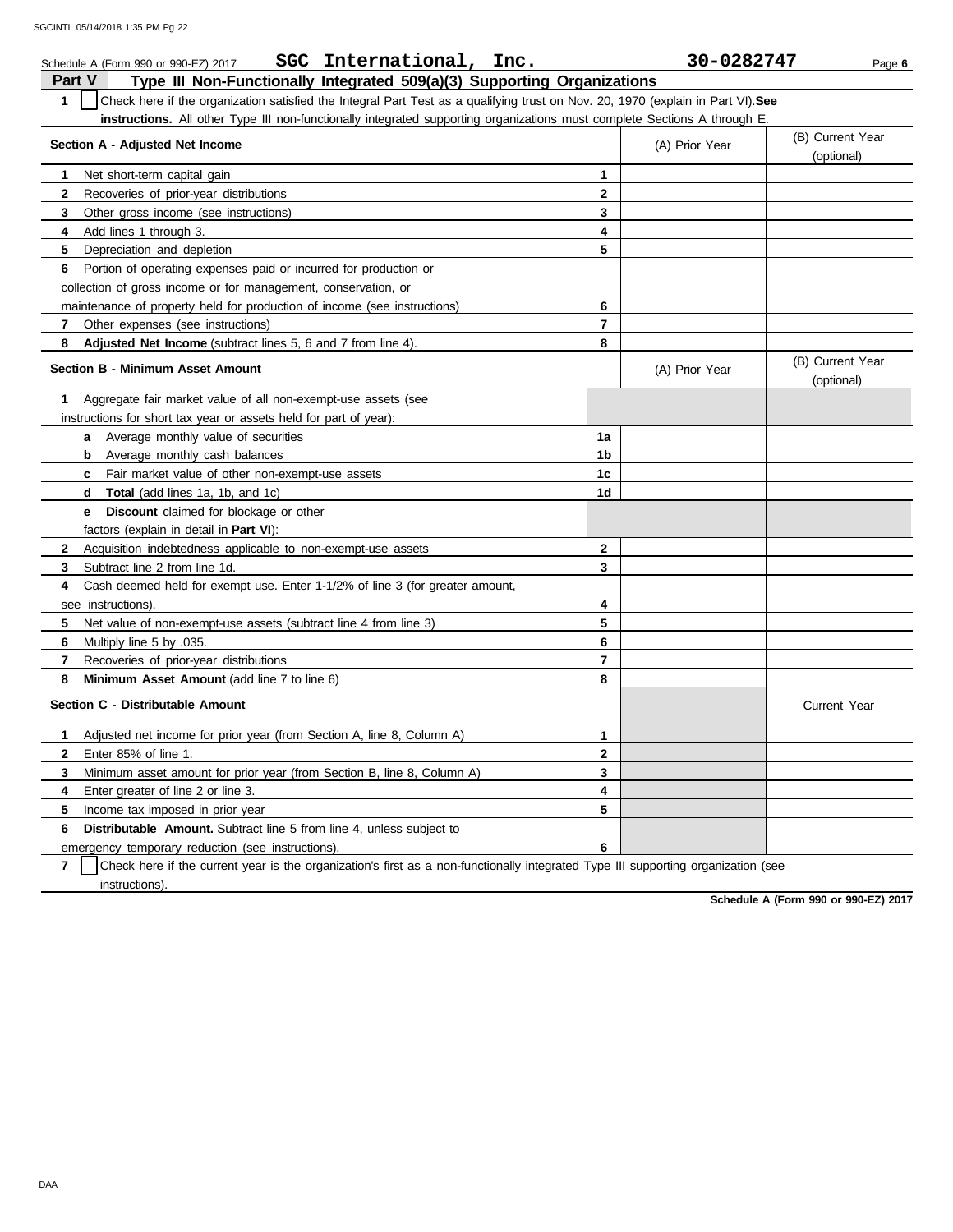Schedule A (Form 990 or 990-EZ) 2017 **SGC International, Inc.** **30-0282747**

## Part V Type III Non-Functionally Integrated 509(a)(3) Supporting Organizations

**1** ☐ Check here if the organization satisfied the Integral Part Test as a qualifying trust on Nov. 20, 1970 (explain in Part VI). **See instructions.** All other Type III non-functionally integrated supporting organizations must complete Sections A through E.

| **Section A - Adjusted Net Income** | | (A) Prior Year | (B) Current Year (optional) |
|---|---|---|---|
| **1** Net short-term capital gain | **1** | | |
| **2** Recoveries of prior-year distributions | **2** | | |
| **3** Other gross income (see instructions) | **3** | | |
| **4** Add lines 1 through 3. | **4** | | |
| **5** Depreciation and depletion | **5** | | |
| **6** Portion of operating expenses paid or incurred for production or collection of gross income or for management, conservation, or maintenance of property held for production of income (see instructions) | **6** | | |
| **7** Other expenses (see instructions) | **7** | | |
| **8** **Adjusted Net Income** (subtract lines 5, 6 and 7 from line 4). | **8** | | |

| **Section B - Minimum Asset Amount** | | (A) Prior Year | (B) Current Year (optional) |
|---|---|---|---|
| **1** Aggregate fair market value of all non-exempt-use assets (see instructions for short tax year or assets held for part of year): | | | |
| **a** Average monthly value of securities | **1a** | | |
| **b** Average monthly cash balances | **1b** | | |
| **c** Fair market value of other non-exempt-use assets | **1c** | | |
| **d** **Total** (add lines 1a, 1b, and 1c) | **1d** | | |
| **e** **Discount** claimed for blockage or other factors (explain in detail in **Part VI**): | | | |
| **2** Acquisition indebtedness applicable to non-exempt-use assets | **2** | | |
| **3** Subtract line 2 from line 1d. | **3** | | |
| **4** Cash deemed held for exempt use. Enter 1-1/2% of line 3 (for greater amount, see instructions). | **4** | | |
| **5** Net value of non-exempt-use assets (subtract line 4 from line 3) | **5** | | |
| **6** Multiply line 5 by .035. | **6** | | |
| **7** Recoveries of prior-year distributions | **7** | | |
| **8** **Minimum Asset Amount** (add line 7 to line 6) | **8** | | |

| **Section C - Distributable Amount** | | | Current Year |
|---|---|---|---|
| **1** Adjusted net income for prior year (from Section A, line 8, Column A) | **1** | | |
| **2** Enter 85% of line 1. | **2** | | |
| **3** Minimum asset amount for prior year (from Section B, line 8, Column A) | **3** | | |
| **4** Enter greater of line 2 or line 3. | **4** | | |
| **5** Income tax imposed in prior year | **5** | | |
| **6** **Distributable Amount.** Subtract line 5 from line 4, unless subject to emergency temporary reduction (see instructions). | **6** | | |

**7** ☐ Check here if the current year is the organization's first as a non-functionally integrated Type III supporting organization (see instructions).

**Schedule A (Form 990 or 990-EZ) 2017**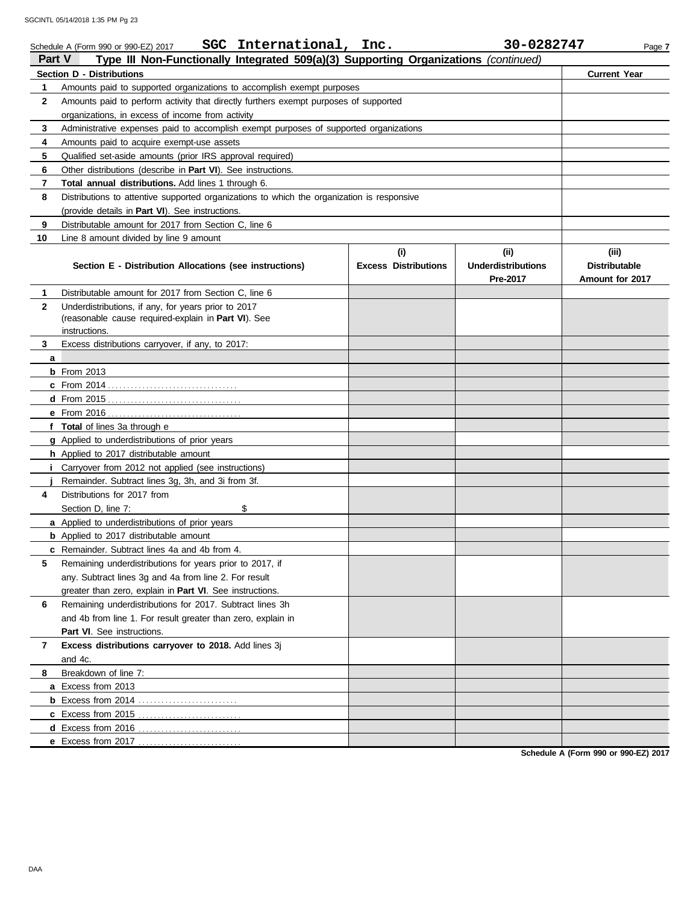Schedule A (Form 990 or 990-EZ) 2017 **SGC International, Inc.** **30-0282747** Page **7**

## Part V Type III Non-Functionally Integrated 509(a)(3) Supporting Organizations *(continued)*

| **Section D - Distributions** | | **Current Year** |
|---|---|---|
| **1** | Amounts paid to supported organizations to accomplish exempt purposes | |
| **2** | Amounts paid to perform activity that directly furthers exempt purposes of supported organizations, in excess of income from activity | |
| **3** | Administrative expenses paid to accomplish exempt purposes of supported organizations | |
| **4** | Amounts paid to acquire exempt-use assets | |
| **5** | Qualified set-aside amounts (prior IRS approval required) | |
| **6** | Other distributions (describe in **Part VI**). See instructions. | |
| **7** | **Total annual distributions.** Add lines 1 through 6. | |
| **8** | Distributions to attentive supported organizations to which the organization is responsive (provide details in **Part VI**). See instructions. | |
| **9** | Distributable amount for 2017 from Section C, line 6 | |
| **10** | Line 8 amount divided by line 9 amount | |

| | **Section E - Distribution Allocations (see instructions)** | **(i) Excess Distributions** | **(ii) Underdistributions Pre-2017** | **(iii) Distributable Amount for 2017** |
|---|---|---|---|---|
| **1** | Distributable amount for 2017 from Section C, line 6 | | | |
| **2** | Underdistributions, if any, for years prior to 2017 (reasonable cause required-explain in **Part VI**). See instructions. | | | |
| **3** | Excess distributions carryover, if any, to 2017: | | | |
| **a** | | | | |
| **b** | From 2013 | | | |
| **c** | From 2014 | | | |
| **d** | From 2015 | | | |
| **e** | From 2016 | | | |
| **f** | **Total** of lines 3a through e | | | |
| **g** | Applied to underdistributions of prior years | | | |
| **h** | Applied to 2017 distributable amount | | | |
| **i** | Carryover from 2012 not applied (see instructions) | | | |
| **j** | Remainder. Subtract lines 3g, 3h, and 3i from 3f. | | | |
| **4** | Distributions for 2017 from Section D, line 7: $ | | | |
| **a** | Applied to underdistributions of prior years | | | |
| **b** | Applied to 2017 distributable amount | | | |
| **c** | Remainder. Subtract lines 4a and 4b from 4. | | | |
| **5** | Remaining underdistributions for years prior to 2017, if any. Subtract lines 3g and 4a from line 2. For result greater than zero, explain in **Part VI**. See instructions. | | | |
| **6** | Remaining underdistributions for 2017. Subtract lines 3h and 4b from line 1. For result greater than zero, explain in **Part VI**. See instructions. | | | |
| **7** | **Excess distributions carryover to 2018.** Add lines 3j and 4c. | | | |
| **8** | Breakdown of line 7: | | | |
| **a** | Excess from 2013 | | | |
| **b** | Excess from 2014 | | | |
| **c** | Excess from 2015 | | | |
| **d** | Excess from 2016 | | | |
| **e** | Excess from 2017 | | | |

**Schedule A (Form 990 or 990-EZ) 2017**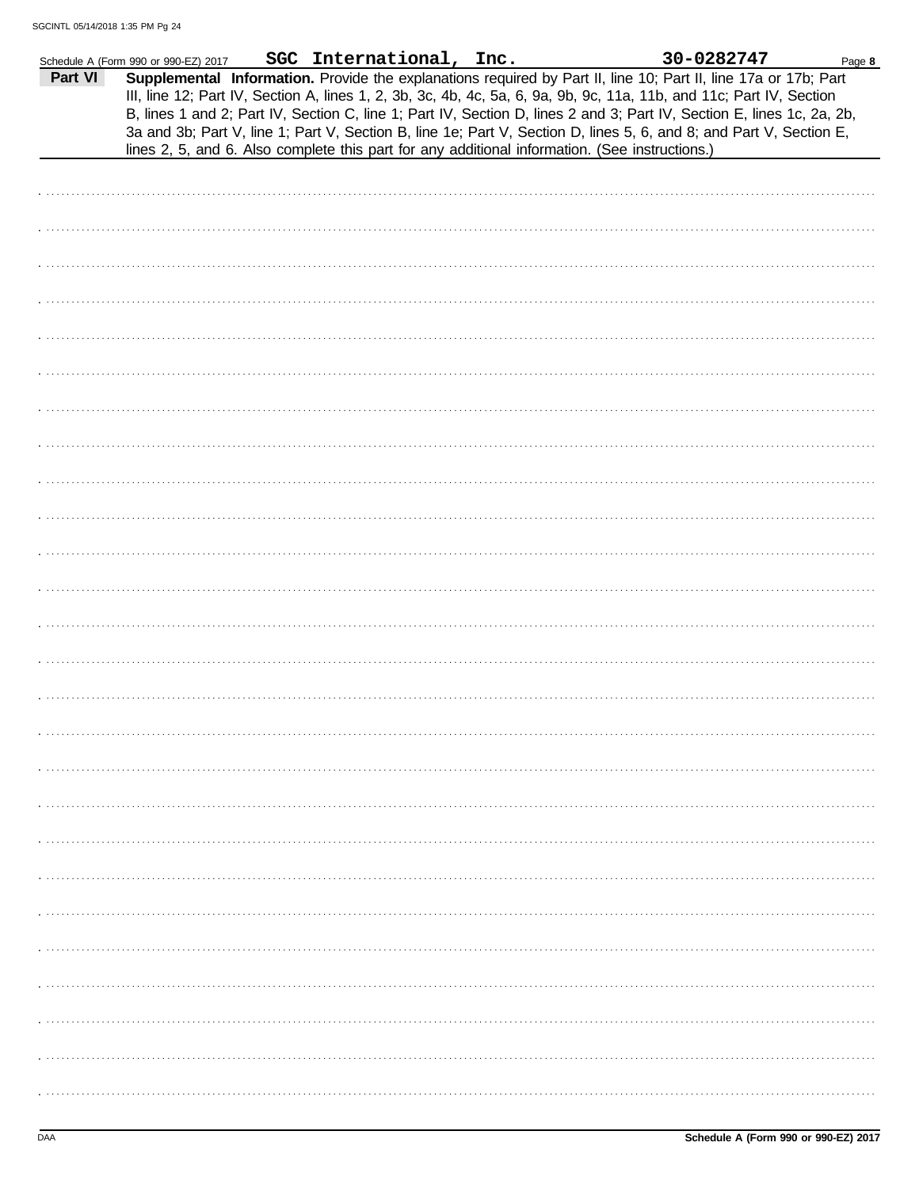Schedule A (Form 990 or 990-EZ) 2017 **SGC International, Inc.** **30-0282747**

**Part VI** **Supplemental Information.** Provide the explanations required by Part II, line 10; Part II, line 17a or 17b; Part III, line 12; Part IV, Section A, lines 1, 2, 3b, 3c, 4b, 4c, 5a, 6, 9a, 9b, 9c, 11a, 11b, and 11c; Part IV, Section B, lines 1 and 2; Part IV, Section C, line 1; Part IV, Section D, lines 2 and 3; Part IV, Section E, lines 1c, 2a, 2b, 3a and 3b; Part V, line 1; Part V, Section B, line 1e; Part V, Section D, lines 5, 6, and 8; and Part V, Section E, lines 2, 5, and 6. Also complete this part for any additional information. (See instructions.)

DAA **Schedule A (Form 990 or 990-EZ) 2017**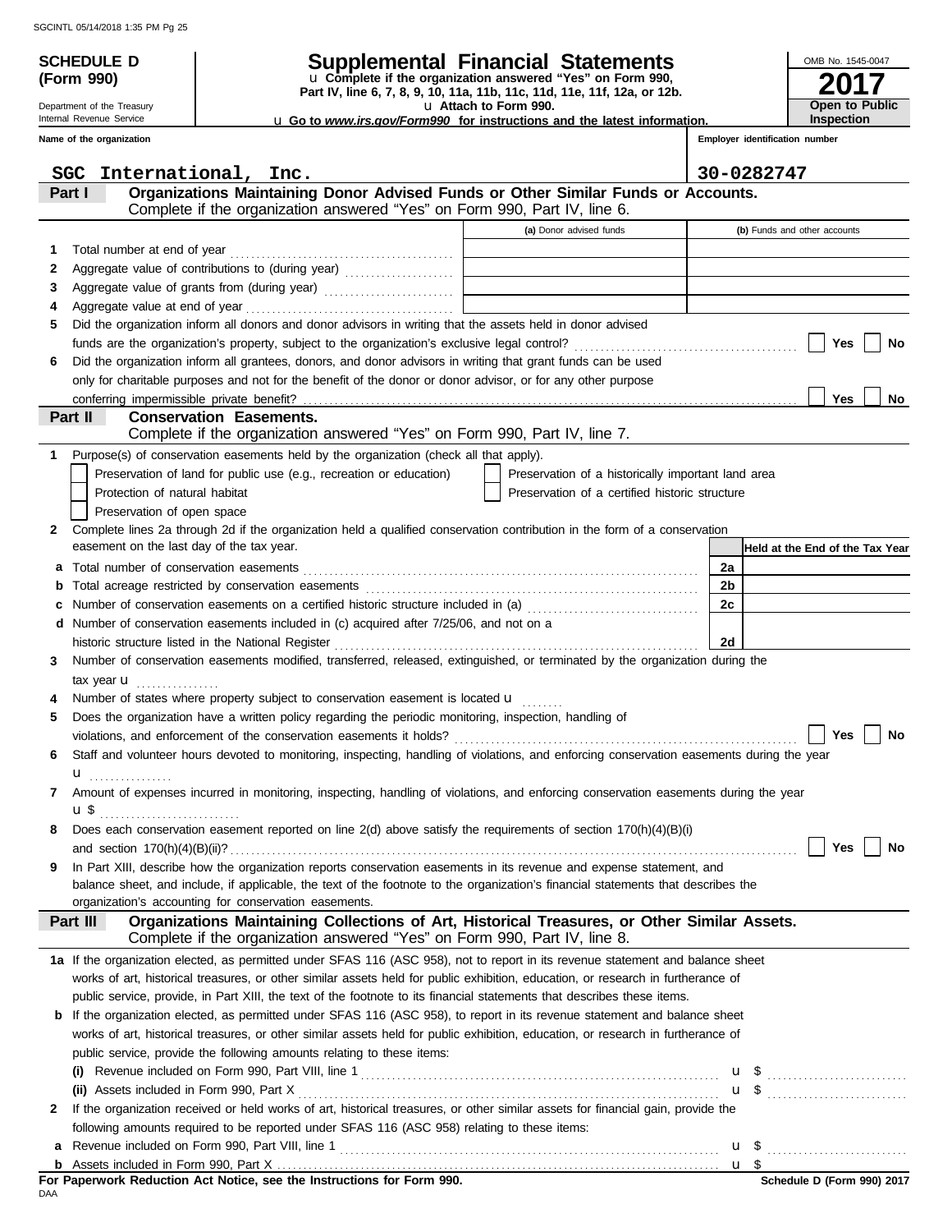**SCHEDULE D (Form 990)**

Department of the Treasury
Internal Revenue Service

# Supplemental Financial Statements

u Complete if the organization answered "Yes" on Form 990, Part IV, line 6, 7, 8, 9, 10, 11a, 11b, 11c, 11d, 11e, 11f, 12a, or 12b.
u Attach to Form 990.
u Go to *www.irs.gov/Form990* for instructions and the latest information.

OMB No. 1545-0047
**2017**
**Open to Public Inspection**

| Name of the organization | Employer identification number |
|---|---|
| SGC International, Inc. | 30-0282747 |

## Part I Organizations Maintaining Donor Advised Funds or Other Similar Funds or Accounts.
Complete if the organization answered "Yes" on Form 990, Part IV, line 6.

| | | (a) Donor advised funds | (b) Funds and other accounts |
|---|---|---|---|
| 1 | Total number at end of year | | |
| 2 | Aggregate value of contributions to (during year) | | |
| 3 | Aggregate value of grants from (during year) | | |
| 4 | Aggregate value at end of year | | |

5 Did the organization inform all donors and donor advisors in writing that the assets held in donor advised funds are the organization's property, subject to the organization's exclusive legal control? ☐ Yes ☐ No

6 Did the organization inform all grantees, donors, and donor advisors in writing that grant funds can be used only for charitable purposes and not for the benefit of the donor or donor advisor, or for any other purpose conferring impermissible private benefit? ☐ Yes ☐ No

## Part II Conservation Easements.
Complete if the organization answered "Yes" on Form 990, Part IV, line 7.

1 Purpose(s) of conservation easements held by the organization (check all that apply).
- ☐ Preservation of land for public use (e.g., recreation or education)
- ☐ Protection of natural habitat
- ☐ Preservation of open space
- ☐ Preservation of a historically important land area
- ☐ Preservation of a certified historic structure

2 Complete lines 2a through 2d if the organization held a qualified conservation contribution in the form of a conservation easement on the last day of the tax year.

| | | | Held at the End of the Tax Year |
|---|---|---|---|
| a | Total number of conservation easements | 2a | |
| b | Total acreage restricted by conservation easements | 2b | |
| c | Number of conservation easements on a certified historic structure included in (a) | 2c | |
| d | Number of conservation easements included in (c) acquired after 7/25/06, and not on a historic structure listed in the National Register | 2d | |

3 Number of conservation easements modified, transferred, released, extinguished, or terminated by the organization during the tax year u

4 Number of states where property subject to conservation easement is located u

5 Does the organization have a written policy regarding the periodic monitoring, inspection, handling of violations, and enforcement of the conservation easements it holds? ☐ Yes ☐ No

6 Staff and volunteer hours devoted to monitoring, inspecting, handling of violations, and enforcing conservation easements during the year u

7 Amount of expenses incurred in monitoring, inspecting, handling of violations, and enforcing conservation easements during the year u $

8 Does each conservation easement reported on line 2(d) above satisfy the requirements of section 170(h)(4)(B)(i) and section 170(h)(4)(B)(ii)? ☐ Yes ☐ No

9 In Part XIII, describe how the organization reports conservation easements in its revenue and expense statement, and balance sheet, and include, if applicable, the text of the footnote to the organization's financial statements that describes the organization's accounting for conservation easements.

## Part III Organizations Maintaining Collections of Art, Historical Treasures, or Other Similar Assets.
Complete if the organization answered "Yes" on Form 990, Part IV, line 8.

1a If the organization elected, as permitted under SFAS 116 (ASC 958), not to report in its revenue statement and balance sheet works of art, historical treasures, or other similar assets held for public exhibition, education, or research in furtherance of public service, provide, in Part XIII, the text of the footnote to its financial statements that describes these items.

b If the organization elected, as permitted under SFAS 116 (ASC 958), to report in its revenue statement and balance sheet works of art, historical treasures, or other similar assets held for public exhibition, education, or research in furtherance of public service, provide the following amounts relating to these items:

(i) Revenue included on Form 990, Part VIII, line 1 u $

(ii) Assets included in Form 990, Part X u $

2 If the organization received or held works of art, historical treasures, or other similar assets for financial gain, provide the following amounts required to be reported under SFAS 116 (ASC 958) relating to these items:

a Revenue included on Form 990, Part VIII, line 1 u $

b Assets included in Form 990, Part X u $

**For Paperwork Reduction Act Notice, see the Instructions for Form 990.**

**Schedule D (Form 990) 2017**

DAA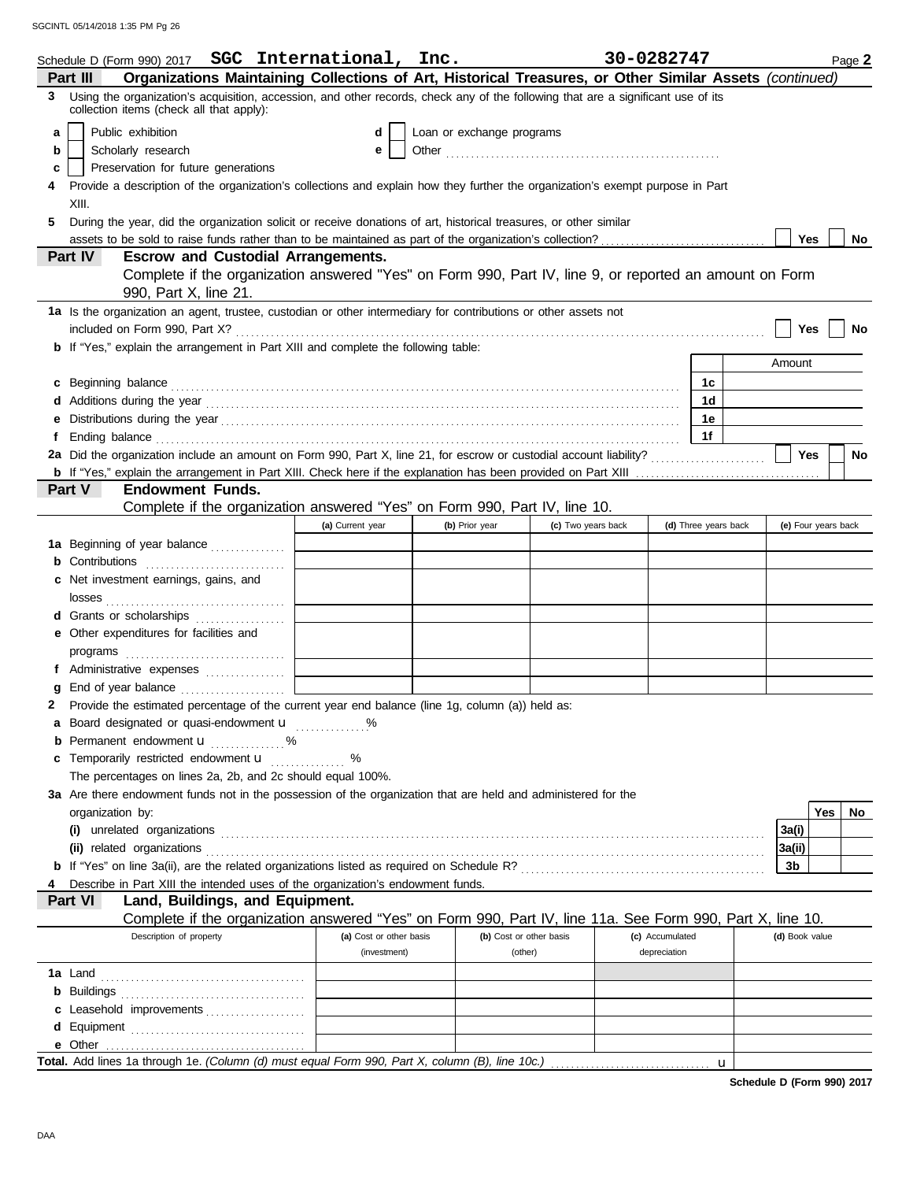Schedule D (Form 990) 2017 **SGC International, Inc.** **30-0282747** Page **2**

## Part III Organizations Maintaining Collections of Art, Historical Treasures, or Other Similar Assets *(continued)*

**3** Using the organization's acquisition, accession, and other records, check any of the following that are a significant use of its collection items (check all that apply):

- **a** ☐ Public exhibition
- **b** ☐ Scholarly research
- **c** ☐ Preservation for future generations
- **d** ☐ Loan or exchange programs
- **e** ☐ Other

**4** Provide a description of the organization's collections and explain how they further the organization's exempt purpose in Part XIII.

**5** During the year, did the organization solicit or receive donations of art, historical treasures, or other similar assets to be sold to raise funds rather than to be maintained as part of the organization's collection? ☐ Yes ☐ No

## Part IV Escrow and Custodial Arrangements.

Complete if the organization answered "Yes" on Form 990, Part IV, line 9, or reported an amount on Form 990, Part X, line 21.

**1a** Is the organization an agent, trustee, custodian or other intermediary for contributions or other assets not included on Form 990, Part X? ☐ Yes ☐ No

**b** If "Yes," explain the arrangement in Part XIII and complete the following table:

| | | Amount |
|---|---|---|
| **c** Beginning balance | 1c | |
| **d** Additions during the year | 1d | |
| **e** Distributions during the year | 1e | |
| **f** Ending balance | 1f | |

**2a** Did the organization include an amount on Form 990, Part X, line 21, for escrow or custodial account liability? ☐ Yes ☐ No

**b** If "Yes," explain the arrangement in Part XIII. Check here if the explanation has been provided on Part XIII ☐

## Part V Endowment Funds.

Complete if the organization answered "Yes" on Form 990, Part IV, line 10.

| | (a) Current year | (b) Prior year | (c) Two years back | (d) Three years back | (e) Four years back |
|---|---|---|---|---|---|
| **1a** Beginning of year balance | | | | | |
| **b** Contributions | | | | | |
| **c** Net investment earnings, gains, and losses | | | | | |
| **d** Grants or scholarships | | | | | |
| **e** Other expenditures for facilities and programs | | | | | |
| **f** Administrative expenses | | | | | |
| **g** End of year balance | | | | | |

**2** Provide the estimated percentage of the current year end balance (line 1g, column (a)) held as:

- **a** Board designated or quasi-endowment u ..........%
- **b** Permanent endowment u ..........%
- **c** Temporarily restricted endowment u .......... %

The percentages on lines 2a, 2b, and 2c should equal 100%.

**3a** Are there endowment funds not in the possession of the organization that are held and administered for the organization by:

| | | Yes | No |
|---|---|---|---|
| **(i)** unrelated organizations | 3a(i) | | |
| **(ii)** related organizations | 3a(ii) | | |
| **b** If "Yes" on line 3a(ii), are the related organizations listed as required on Schedule R? | 3b | | |

**4** Describe in Part XIII the intended uses of the organization's endowment funds.

## Part VI Land, Buildings, and Equipment.

Complete if the organization answered "Yes" on Form 990, Part IV, line 11a. See Form 990, Part X, line 10.

| Description of property | (a) Cost or other basis (investment) | (b) Cost or other basis (other) | (c) Accumulated depreciation | (d) Book value |
|---|---|---|---|---|
| **1a** Land | | | | |
| **b** Buildings | | | | |
| **c** Leasehold improvements | | | | |
| **d** Equipment | | | | |
| **e** Other | | | | |

**Total.** Add lines 1a through 1e. *(Column (d) must equal Form 990, Part X, column (B), line 10c.)* u

**Schedule D (Form 990) 2017**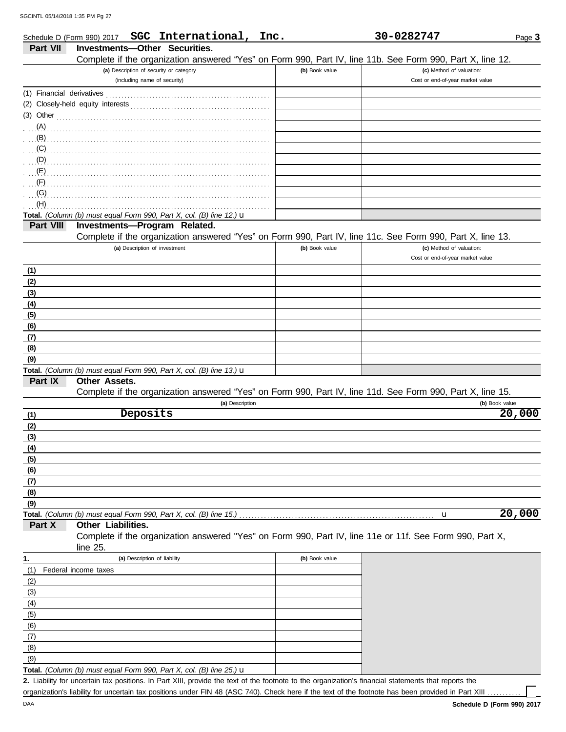Schedule D (Form 990) 2017 **SGC International, Inc.** **30-0282747** Page **3**

## Part VII Investments—Other Securities.

Complete if the organization answered "Yes" on Form 990, Part IV, line 11b. See Form 990, Part X, line 12.

| (a) Description of security or category (including name of security) | (b) Book value | (c) Method of valuation: Cost or end-of-year market value |
|---|---|---|
| (1) Financial derivatives | | |
| (2) Closely-held equity interests | | |
| (3) Other | | |
| (A) | | |
| (B) | | |
| (C) | | |
| (D) | | |
| (E) | | |
| (F) | | |
| (G) | | |
| (H) | | |
| **Total.** *(Column (b) must equal Form 990, Part X, col. (B) line 12.)* u | | |

## Part VIII Investments—Program Related.

Complete if the organization answered "Yes" on Form 990, Part IV, line 11c. See Form 990, Part X, line 13.

| (a) Description of investment | (b) Book value | (c) Method of valuation: Cost or end-of-year market value |
|---|---|---|
| **(1)** | | |
| **(2)** | | |
| **(3)** | | |
| **(4)** | | |
| **(5)** | | |
| **(6)** | | |
| **(7)** | | |
| **(8)** | | |
| **(9)** | | |
| **Total.** *(Column (b) must equal Form 990, Part X, col. (B) line 13.)* u | | |

## Part IX Other Assets.

Complete if the organization answered "Yes" on Form 990, Part IV, line 11d. See Form 990, Part X, line 15.

| (a) Description | (b) Book value |
|---|---|
| **(1)** Deposits | 20,000 |
| **(2)** | |
| **(3)** | |
| **(4)** | |
| **(5)** | |
| **(6)** | |
| **(7)** | |
| **(8)** | |
| **(9)** | |
| **Total.** *(Column (b) must equal Form 990, Part X, col. (B) line 15.)* u | 20,000 |

## Part X Other Liabilities.

Complete if the organization answered "Yes" on Form 990, Part IV, line 11e or 11f. See Form 990, Part X, line 25.

| 1. (a) Description of liability | (b) Book value |
|---|---|
| (1) Federal income taxes | |
| (2) | |
| (3) | |
| (4) | |
| (5) | |
| (6) | |
| (7) | |
| (8) | |
| (9) | |
| **Total.** *(Column (b) must equal Form 990, Part X, col. (B) line 25.)* u | |

**2.** Liability for uncertain tax positions. In Part XIII, provide the text of the footnote to the organization's financial statements that reports the organization's liability for uncertain tax positions under FIN 48 (ASC 740). Check here if the text of the footnote has been provided in Part XIII ☐

DAA **Schedule D (Form 990) 2017**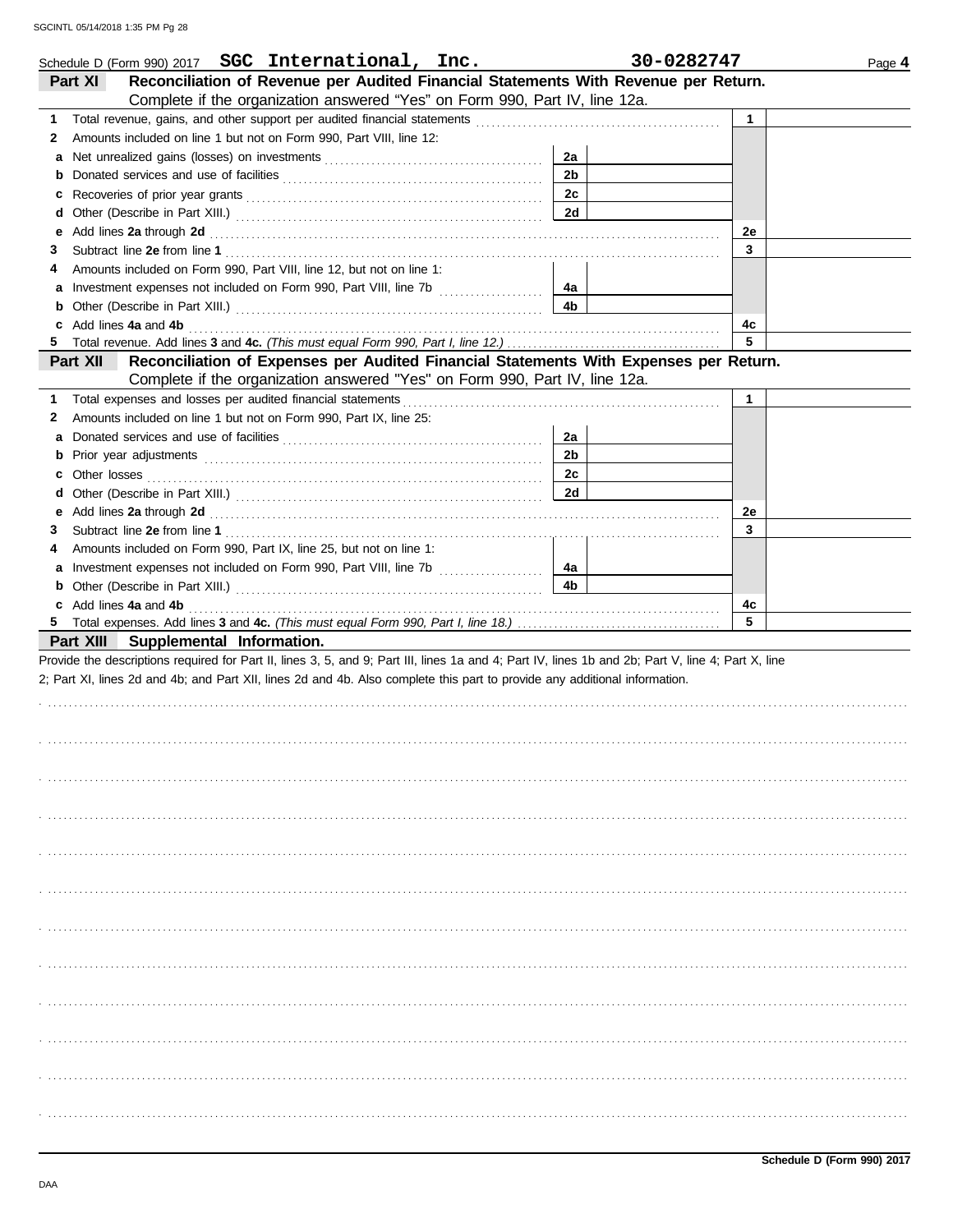Schedule D (Form 990) 2017 **SGC International, Inc.** **30-0282747** Page **4**

## Part XI Reconciliation of Revenue per Audited Financial Statements With Revenue per Return.

Complete if the organization answered "Yes" on Form 990, Part IV, line 12a.

| | | | | | |
|---|---|---|---|---|---|
| **1** | Total revenue, gains, and other support per audited financial statements | | | 1 | |
| **2** | Amounts included on line 1 but not on Form 990, Part VIII, line 12: | | | | |
| **a** | Net unrealized gains (losses) on investments | 2a | | | |
| **b** | Donated services and use of facilities | 2b | | | |
| **c** | Recoveries of prior year grants | 2c | | | |
| **d** | Other (Describe in Part XIII.) | 2d | | | |
| **e** | Add lines **2a** through **2d** | | | 2e | |
| **3** | Subtract line **2e** from line **1** | | | 3 | |
| **4** | Amounts included on Form 990, Part VIII, line 12, but not on line 1: | | | | |
| **a** | Investment expenses not included on Form 990, Part VIII, line 7b | 4a | | | |
| **b** | Other (Describe in Part XIII.) | 4b | | | |
| **c** | Add lines **4a** and **4b** | | | 4c | |
| **5** | Total revenue. Add lines **3** and **4c.** *(This must equal Form 990, Part I, line 12.)* | | | 5 | |

## Part XII Reconciliation of Expenses per Audited Financial Statements With Expenses per Return.

Complete if the organization answered "Yes" on Form 990, Part IV, line 12a.

| | | | | | |
|---|---|---|---|---|---|
| **1** | Total expenses and losses per audited financial statements | | | 1 | |
| **2** | Amounts included on line 1 but not on Form 990, Part IX, line 25: | | | | |
| **a** | Donated services and use of facilities | 2a | | | |
| **b** | Prior year adjustments | 2b | | | |
| **c** | Other losses | 2c | | | |
| **d** | Other (Describe in Part XIII.) | 2d | | | |
| **e** | Add lines **2a** through **2d** | | | 2e | |
| **3** | Subtract line **2e** from line **1** | | | 3 | |
| **4** | Amounts included on Form 990, Part IX, line 25, but not on line 1: | | | | |
| **a** | Investment expenses not included on Form 990, Part VIII, line 7b | 4a | | | |
| **b** | Other (Describe in Part XIII.) | 4b | | | |
| **c** | Add lines **4a** and **4b** | | | 4c | |
| **5** | Total expenses. Add lines **3** and **4c.** *(This must equal Form 990, Part I, line 18.)* | | | 5 | |

## Part XIII Supplemental Information.

Provide the descriptions required for Part II, lines 3, 5, and 9; Part III, lines 1a and 4; Part IV, lines 1b and 2b; Part V, line 4; Part X, line 2; Part XI, lines 2d and 4b; and Part XII, lines 2d and 4b. Also complete this part to provide any additional information.

**Schedule D (Form 990) 2017**

DAA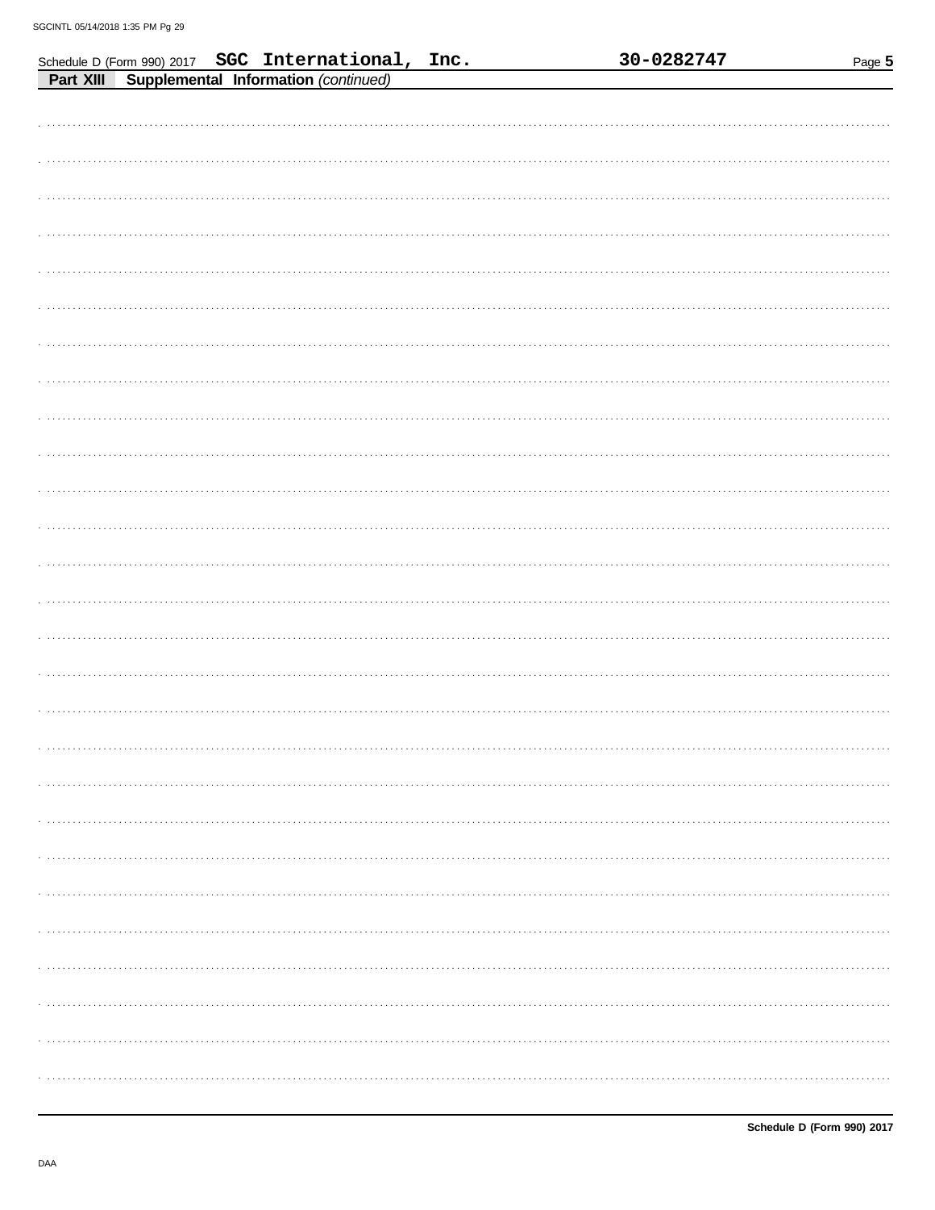Schedule D (Form 990) 2017 **SGC International, Inc.** **30-0282747**

**Part XIII** **Supplemental Information** *(continued)*

**Schedule D (Form 990) 2017**

DAA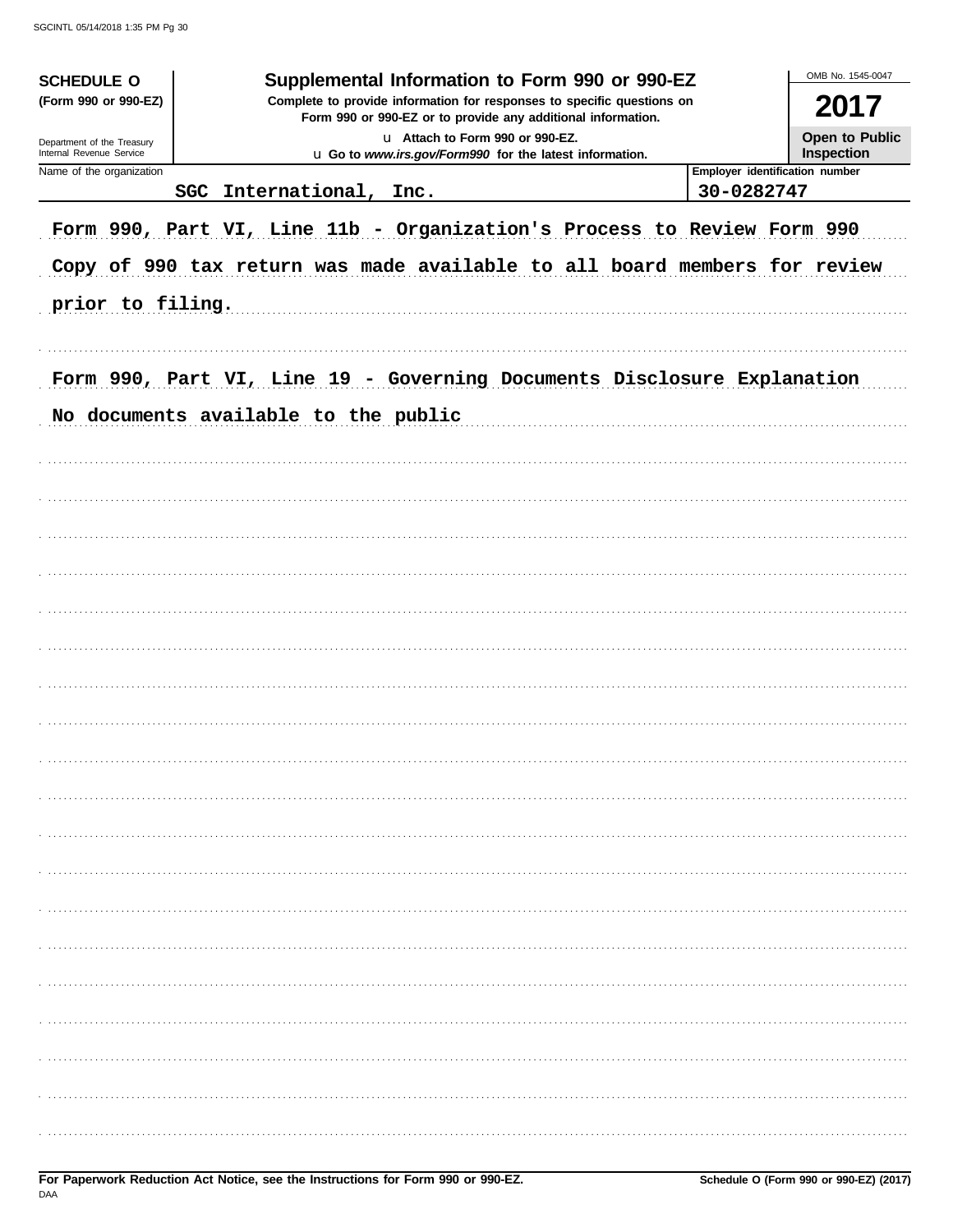**SCHEDULE O** (Form 990 or 990-EZ)

Department of the Treasury
Internal Revenue Service

# Supplemental Information to Form 990 or 990-EZ

**Complete to provide information for responses to specific questions on Form 990 or 990-EZ or to provide any additional information.**

u Attach to Form 990 or 990-EZ.

u Go to *www.irs.gov/Form990* for the latest information.

OMB No. 1545-0047

**2017**

**Open to Public Inspection**

| Name of the organization | Employer identification number |
| --- | --- |
| SGC International, Inc. | 30-0282747 |

Form 990, Part VI, Line 11b - Organization's Process to Review Form 990

Copy of 990 tax return was made available to all board members for review prior to filing.

Form 990, Part VI, Line 19 - Governing Documents Disclosure Explanation

No documents available to the public

**For Paperwork Reduction Act Notice, see the Instructions for Form 990 or 990-EZ.** **Schedule O (Form 990 or 990-EZ) (2017)**

DAA